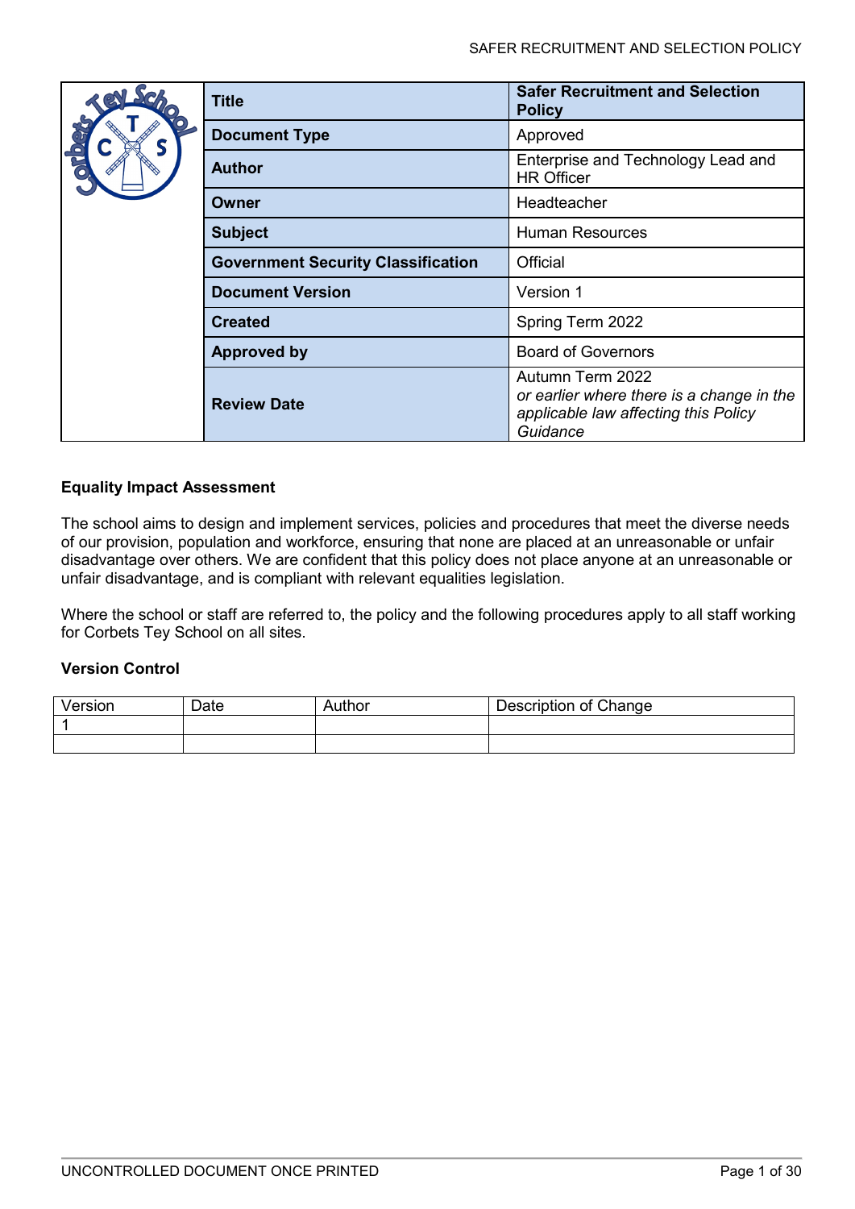| Title | Safer Recruitment and Selection Policy |
| --- | --- |
| Document Type | Approved |
| Author | Enterprise and Technology Lead and HR Officer |
| Owner | Headteacher |
| Subject | Human Resources |
| Government Security Classification | Official |
| Document Version | Version 1 |
| Created | Spring Term 2022 |
| Approved by | Board of Governors |
| Review Date | Autumn Term 2022 *or earlier where there is a change in the applicable law affecting this Policy Guidance* |

**Equality Impact Assessment**

The school aims to design and implement services, policies and procedures that meet the diverse needs of our provision, population and workforce, ensuring that none are placed at an unreasonable or unfair disadvantage over others. We are confident that this policy does not place anyone at an unreasonable or unfair disadvantage, and is compliant with relevant equalities legislation.

Where the school or staff are referred to, the policy and the following procedures apply to all staff working for Corbets Tey School on all sites.

**Version Control**

| Version | Date | Author | Description of Change |
| --- | --- | --- | --- |
| 1 | | | |
| | | | |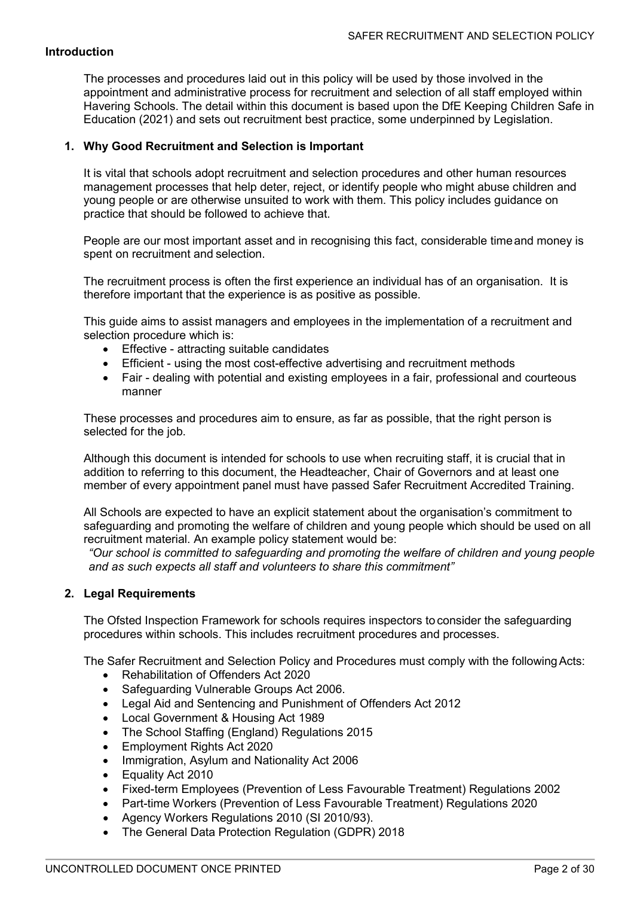## Introduction

The processes and procedures laid out in this policy will be used by those involved in the appointment and administrative process for recruitment and selection of all staff employed within Havering Schools. The detail within this document is based upon the DfE Keeping Children Safe in Education (2021) and sets out recruitment best practice, some underpinned by Legislation.

### 1. Why Good Recruitment and Selection is Important

It is vital that schools adopt recruitment and selection procedures and other human resources management processes that help deter, reject, or identify people who might abuse children and young people or are otherwise unsuited to work with them. This policy includes guidance on practice that should be followed to achieve that.

People are our most important asset and in recognising this fact, considerable time and money is spent on recruitment and selection.

The recruitment process is often the first experience an individual has of an organisation. It is therefore important that the experience is as positive as possible.

This guide aims to assist managers and employees in the implementation of a recruitment and selection procedure which is:

- Effective - attracting suitable candidates
- Efficient - using the most cost-effective advertising and recruitment methods
- Fair - dealing with potential and existing employees in a fair, professional and courteous manner

These processes and procedures aim to ensure, as far as possible, that the right person is selected for the job.

Although this document is intended for schools to use when recruiting staff, it is crucial that in addition to referring to this document, the Headteacher, Chair of Governors and at least one member of every appointment panel must have passed Safer Recruitment Accredited Training.

All Schools are expected to have an explicit statement about the organisation's commitment to safeguarding and promoting the welfare of children and young people which should be used on all recruitment material. An example policy statement would be:

*"Our school is committed to safeguarding and promoting the welfare of children and young people and as such expects all staff and volunteers to share this commitment"*

### 2. Legal Requirements

The Ofsted Inspection Framework for schools requires inspectors to consider the safeguarding procedures within schools. This includes recruitment procedures and processes.

The Safer Recruitment and Selection Policy and Procedures must comply with the following Acts:

- Rehabilitation of Offenders Act 2020
- Safeguarding Vulnerable Groups Act 2006.
- Legal Aid and Sentencing and Punishment of Offenders Act 2012
- Local Government & Housing Act 1989
- The School Staffing (England) Regulations 2015
- Employment Rights Act 2020
- Immigration, Asylum and Nationality Act 2006
- Equality Act 2010
- Fixed-term Employees (Prevention of Less Favourable Treatment) Regulations 2002
- Part-time Workers (Prevention of Less Favourable Treatment) Regulations 2020
- Agency Workers Regulations 2010 (SI 2010/93).
- The General Data Protection Regulation (GDPR) 2018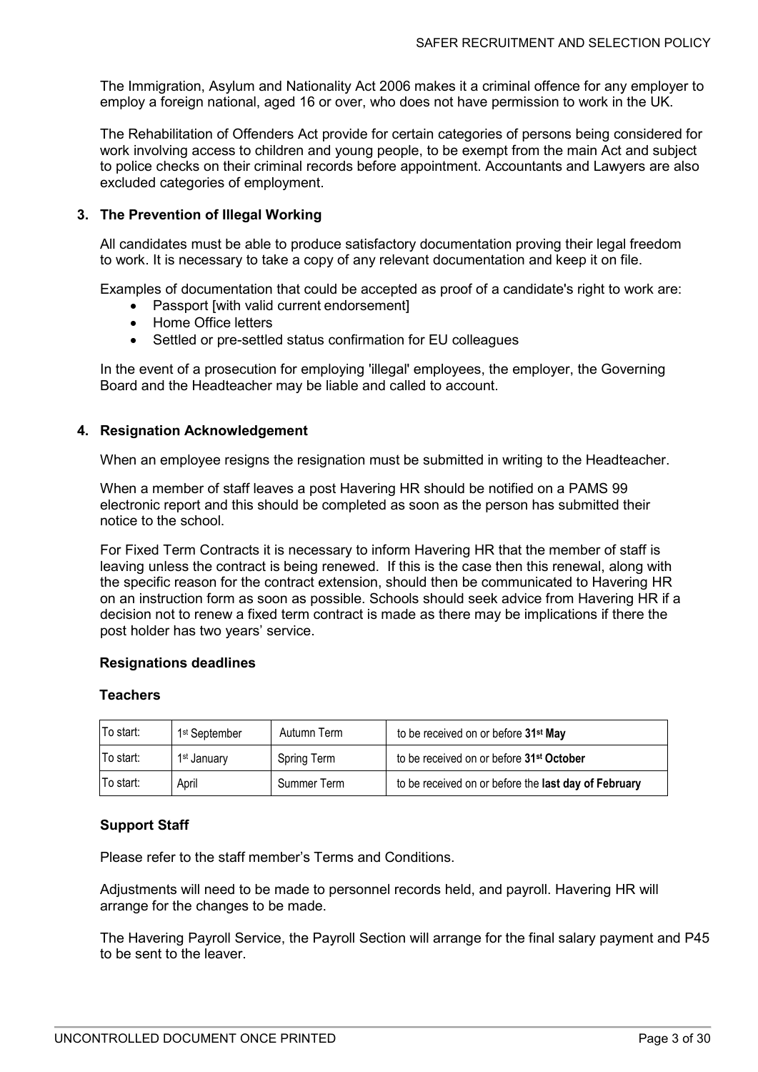The Immigration, Asylum and Nationality Act 2006 makes it a criminal offence for any employer to employ a foreign national, aged 16 or over, who does not have permission to work in the UK.

The Rehabilitation of Offenders Act provide for certain categories of persons being considered for work involving access to children and young people, to be exempt from the main Act and subject to police checks on their criminal records before appointment. Accountants and Lawyers are also excluded categories of employment.

## 3. The Prevention of Illegal Working

All candidates must be able to produce satisfactory documentation proving their legal freedom to work. It is necessary to take a copy of any relevant documentation and keep it on file.

Examples of documentation that could be accepted as proof of a candidate's right to work are:

- Passport [with valid current endorsement]
- Home Office letters
- Settled or pre-settled status confirmation for EU colleagues

In the event of a prosecution for employing 'illegal' employees, the employer, the Governing Board and the Headteacher may be liable and called to account.

## 4. Resignation Acknowledgement

When an employee resigns the resignation must be submitted in writing to the Headteacher.

When a member of staff leaves a post Havering HR should be notified on a PAMS 99 electronic report and this should be completed as soon as the person has submitted their notice to the school.

For Fixed Term Contracts it is necessary to inform Havering HR that the member of staff is leaving unless the contract is being renewed. If this is the case then this renewal, along with the specific reason for the contract extension, should then be communicated to Havering HR on an instruction form as soon as possible. Schools should seek advice from Havering HR if a decision not to renew a fixed term contract is made as there may be implications if there the post holder has two years' service.

### Resignations deadlines

#### Teachers

| | | | |
|---|---|---|---|
| To start: | 1st September | Autumn Term | to be received on or before **31st May** |
| To start: | 1st January | Spring Term | to be received on or before **31st October** |
| To start: | April | Summer Term | to be received on or before the **last day of February** |

#### Support Staff

Please refer to the staff member's Terms and Conditions.

Adjustments will need to be made to personnel records held, and payroll. Havering HR will arrange for the changes to be made.

The Havering Payroll Service, the Payroll Section will arrange for the final salary payment and P45 to be sent to the leaver.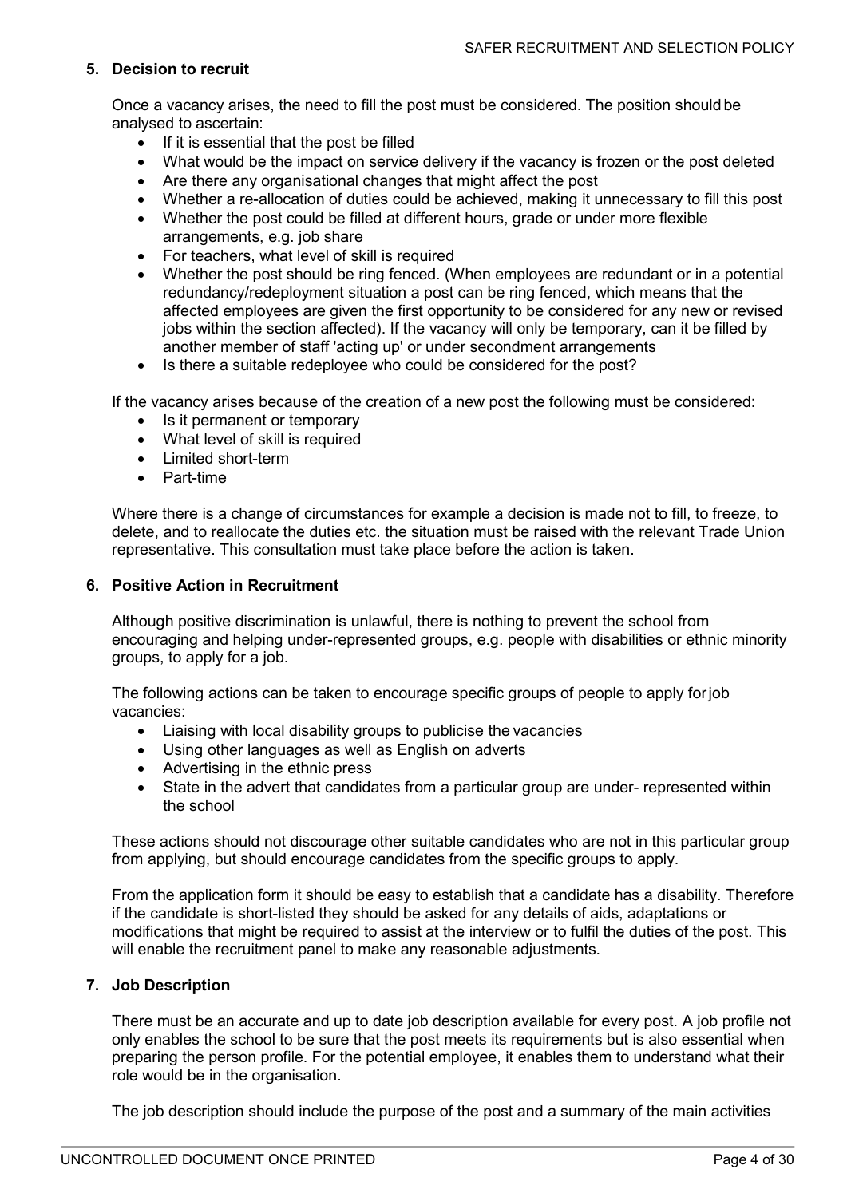## 5. Decision to recruit

Once a vacancy arises, the need to fill the post must be considered. The position should be analysed to ascertain:

- If it is essential that the post be filled
- What would be the impact on service delivery if the vacancy is frozen or the post deleted
- Are there any organisational changes that might affect the post
- Whether a re-allocation of duties could be achieved, making it unnecessary to fill this post
- Whether the post could be filled at different hours, grade or under more flexible arrangements, e.g. job share
- For teachers, what level of skill is required
- Whether the post should be ring fenced. (When employees are redundant or in a potential redundancy/redeployment situation a post can be ring fenced, which means that the affected employees are given the first opportunity to be considered for any new or revised jobs within the section affected). If the vacancy will only be temporary, can it be filled by another member of staff 'acting up' or under secondment arrangements
- Is there a suitable redeployee who could be considered for the post?

If the vacancy arises because of the creation of a new post the following must be considered:

- Is it permanent or temporary
- What level of skill is required
- Limited short-term
- Part-time

Where there is a change of circumstances for example a decision is made not to fill, to freeze, to delete, and to reallocate the duties etc. the situation must be raised with the relevant Trade Union representative. This consultation must take place before the action is taken.

## 6. Positive Action in Recruitment

Although positive discrimination is unlawful, there is nothing to prevent the school from encouraging and helping under-represented groups, e.g. people with disabilities or ethnic minority groups, to apply for a job.

The following actions can be taken to encourage specific groups of people to apply for job vacancies:

- Liaising with local disability groups to publicise the vacancies
- Using other languages as well as English on adverts
- Advertising in the ethnic press
- State in the advert that candidates from a particular group are under- represented within the school

These actions should not discourage other suitable candidates who are not in this particular group from applying, but should encourage candidates from the specific groups to apply.

From the application form it should be easy to establish that a candidate has a disability. Therefore if the candidate is short-listed they should be asked for any details of aids, adaptations or modifications that might be required to assist at the interview or to fulfil the duties of the post. This will enable the recruitment panel to make any reasonable adjustments.

## 7. Job Description

There must be an accurate and up to date job description available for every post. A job profile not only enables the school to be sure that the post meets its requirements but is also essential when preparing the person profile. For the potential employee, it enables them to understand what their role would be in the organisation.

The job description should include the purpose of the post and a summary of the main activities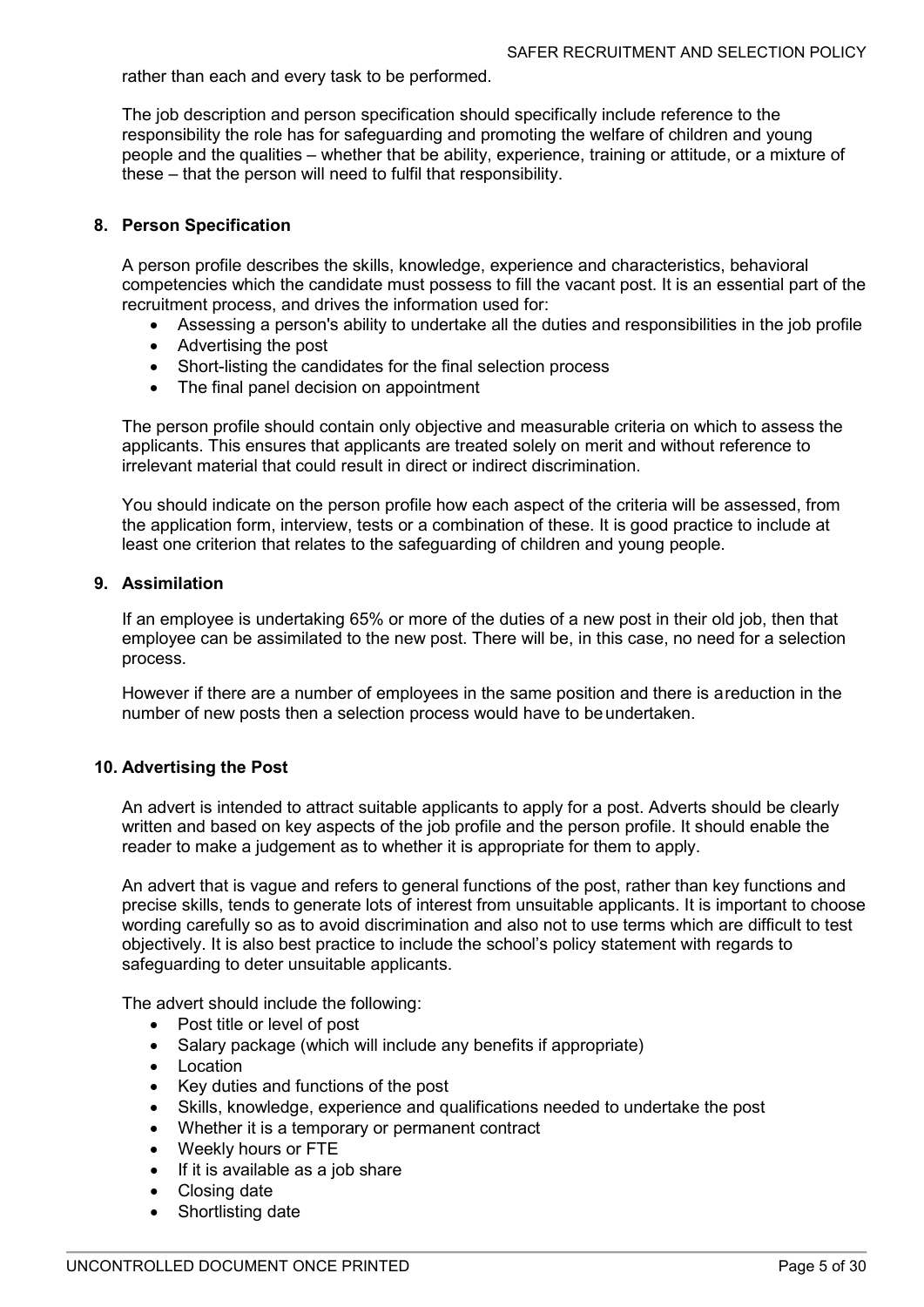rather than each and every task to be performed.

The job description and person specification should specifically include reference to the responsibility the role has for safeguarding and promoting the welfare of children and young people and the qualities – whether that be ability, experience, training or attitude, or a mixture of these – that the person will need to fulfil that responsibility.

## 8. Person Specification

A person profile describes the skills, knowledge, experience and characteristics, behavioral competencies which the candidate must possess to fill the vacant post. It is an essential part of the recruitment process, and drives the information used for:

- Assessing a person's ability to undertake all the duties and responsibilities in the job profile
- Advertising the post
- Short-listing the candidates for the final selection process
- The final panel decision on appointment

The person profile should contain only objective and measurable criteria on which to assess the applicants. This ensures that applicants are treated solely on merit and without reference to irrelevant material that could result in direct or indirect discrimination.

You should indicate on the person profile how each aspect of the criteria will be assessed, from the application form, interview, tests or a combination of these. It is good practice to include at least one criterion that relates to the safeguarding of children and young people.

## 9. Assimilation

If an employee is undertaking 65% or more of the duties of a new post in their old job, then that employee can be assimilated to the new post. There will be, in this case, no need for a selection process.

However if there are a number of employees in the same position and there is areduction in the number of new posts then a selection process would have to beundertaken.

## 10. Advertising the Post

An advert is intended to attract suitable applicants to apply for a post. Adverts should be clearly written and based on key aspects of the job profile and the person profile. It should enable the reader to make a judgement as to whether it is appropriate for them to apply.

An advert that is vague and refers to general functions of the post, rather than key functions and precise skills, tends to generate lots of interest from unsuitable applicants. It is important to choose wording carefully so as to avoid discrimination and also not to use terms which are difficult to test objectively. It is also best practice to include the school's policy statement with regards to safeguarding to deter unsuitable applicants.

The advert should include the following:

- Post title or level of post
- Salary package (which will include any benefits if appropriate)
- Location
- Key duties and functions of the post
- Skills, knowledge, experience and qualifications needed to undertake the post
- Whether it is a temporary or permanent contract
- Weekly hours or FTE
- If it is available as a job share
- Closing date
- Shortlisting date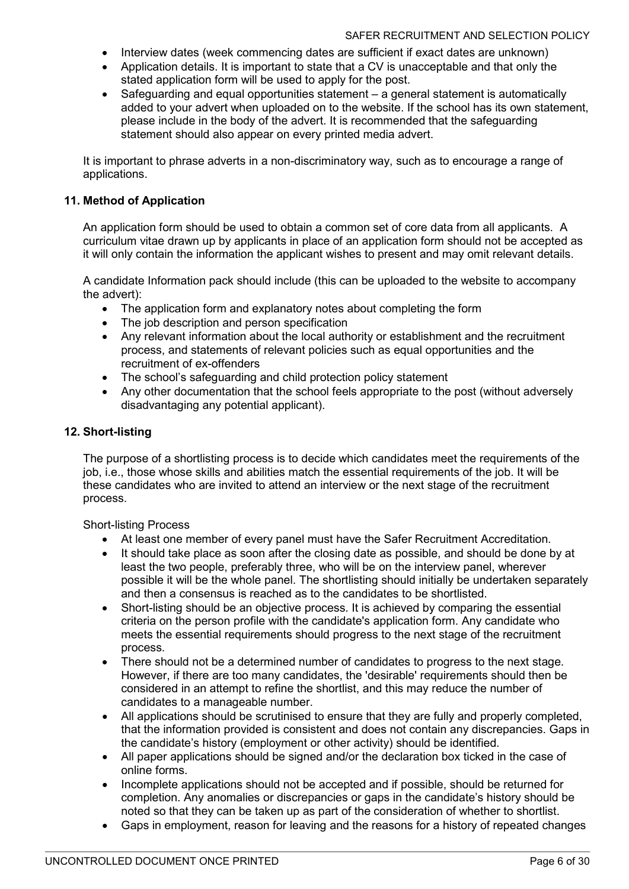- Interview dates (week commencing dates are sufficient if exact dates are unknown)
- Application details. It is important to state that a CV is unacceptable and that only the stated application form will be used to apply for the post.
- Safeguarding and equal opportunities statement – a general statement is automatically added to your advert when uploaded on to the website. If the school has its own statement, please include in the body of the advert. It is recommended that the safeguarding statement should also appear on every printed media advert.

It is important to phrase adverts in a non-discriminatory way, such as to encourage a range of applications.

## 11. Method of Application

An application form should be used to obtain a common set of core data from all applicants. A curriculum vitae drawn up by applicants in place of an application form should not be accepted as it will only contain the information the applicant wishes to present and may omit relevant details.

A candidate Information pack should include (this can be uploaded to the website to accompany the advert):

- The application form and explanatory notes about completing the form
- The job description and person specification
- Any relevant information about the local authority or establishment and the recruitment process, and statements of relevant policies such as equal opportunities and the recruitment of ex-offenders
- The school's safeguarding and child protection policy statement
- Any other documentation that the school feels appropriate to the post (without adversely disadvantaging any potential applicant).

## 12. Short-listing

The purpose of a shortlisting process is to decide which candidates meet the requirements of the job, i.e., those whose skills and abilities match the essential requirements of the job. It will be these candidates who are invited to attend an interview or the next stage of the recruitment process.

Short-listing Process

- At least one member of every panel must have the Safer Recruitment Accreditation.
- It should take place as soon after the closing date as possible, and should be done by at least the two people, preferably three, who will be on the interview panel, wherever possible it will be the whole panel. The shortlisting should initially be undertaken separately and then a consensus is reached as to the candidates to be shortlisted.
- Short-listing should be an objective process. It is achieved by comparing the essential criteria on the person profile with the candidate's application form. Any candidate who meets the essential requirements should progress to the next stage of the recruitment process.
- There should not be a determined number of candidates to progress to the next stage. However, if there are too many candidates, the 'desirable' requirements should then be considered in an attempt to refine the shortlist, and this may reduce the number of candidates to a manageable number.
- All applications should be scrutinised to ensure that they are fully and properly completed, that the information provided is consistent and does not contain any discrepancies. Gaps in the candidate's history (employment or other activity) should be identified.
- All paper applications should be signed and/or the declaration box ticked in the case of online forms.
- Incomplete applications should not be accepted and if possible, should be returned for completion. Any anomalies or discrepancies or gaps in the candidate's history should be noted so that they can be taken up as part of the consideration of whether to shortlist.
- Gaps in employment, reason for leaving and the reasons for a history of repeated changes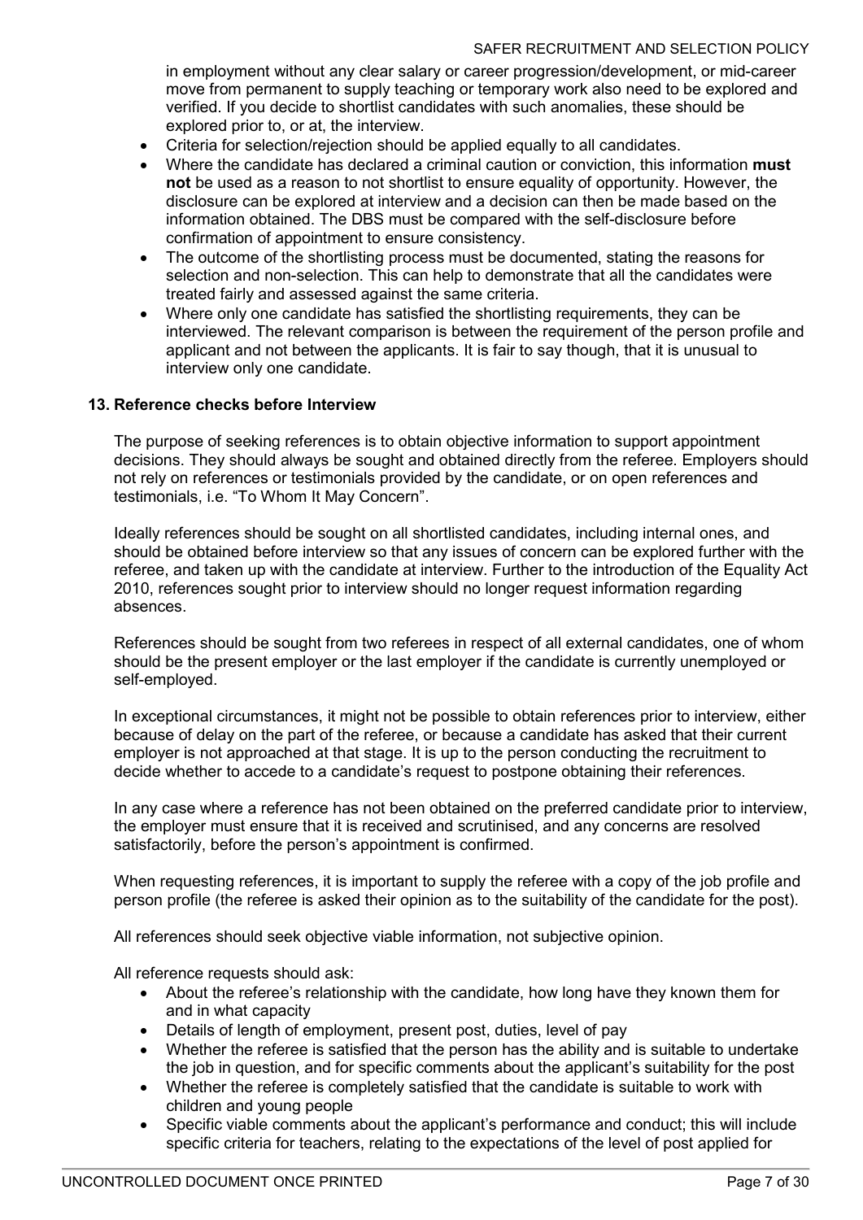in employment without any clear salary or career progression/development, or mid-career move from permanent to supply teaching or temporary work also need to be explored and verified. If you decide to shortlist candidates with such anomalies, these should be explored prior to, or at, the interview.

- Criteria for selection/rejection should be applied equally to all candidates.
- Where the candidate has declared a criminal caution or conviction, this information **must not** be used as a reason to not shortlist to ensure equality of opportunity. However, the disclosure can be explored at interview and a decision can then be made based on the information obtained. The DBS must be compared with the self-disclosure before confirmation of appointment to ensure consistency.
- The outcome of the shortlisting process must be documented, stating the reasons for selection and non-selection. This can help to demonstrate that all the candidates were treated fairly and assessed against the same criteria.
- Where only one candidate has satisfied the shortlisting requirements, they can be interviewed. The relevant comparison is between the requirement of the person profile and applicant and not between the applicants. It is fair to say though, that it is unusual to interview only one candidate.

### 13. Reference checks before Interview

The purpose of seeking references is to obtain objective information to support appointment decisions. They should always be sought and obtained directly from the referee. Employers should not rely on references or testimonials provided by the candidate, or on open references and testimonials, i.e. "To Whom It May Concern".

Ideally references should be sought on all shortlisted candidates, including internal ones, and should be obtained before interview so that any issues of concern can be explored further with the referee, and taken up with the candidate at interview. Further to the introduction of the Equality Act 2010, references sought prior to interview should no longer request information regarding absences.

References should be sought from two referees in respect of all external candidates, one of whom should be the present employer or the last employer if the candidate is currently unemployed or self-employed.

In exceptional circumstances, it might not be possible to obtain references prior to interview, either because of delay on the part of the referee, or because a candidate has asked that their current employer is not approached at that stage. It is up to the person conducting the recruitment to decide whether to accede to a candidate's request to postpone obtaining their references.

In any case where a reference has not been obtained on the preferred candidate prior to interview, the employer must ensure that it is received and scrutinised, and any concerns are resolved satisfactorily, before the person's appointment is confirmed.

When requesting references, it is important to supply the referee with a copy of the job profile and person profile (the referee is asked their opinion as to the suitability of the candidate for the post).

All references should seek objective viable information, not subjective opinion.

All reference requests should ask:

- About the referee's relationship with the candidate, how long have they known them for and in what capacity
- Details of length of employment, present post, duties, level of pay
- Whether the referee is satisfied that the person has the ability and is suitable to undertake the job in question, and for specific comments about the applicant's suitability for the post
- Whether the referee is completely satisfied that the candidate is suitable to work with children and young people
- Specific viable comments about the applicant's performance and conduct; this will include specific criteria for teachers, relating to the expectations of the level of post applied for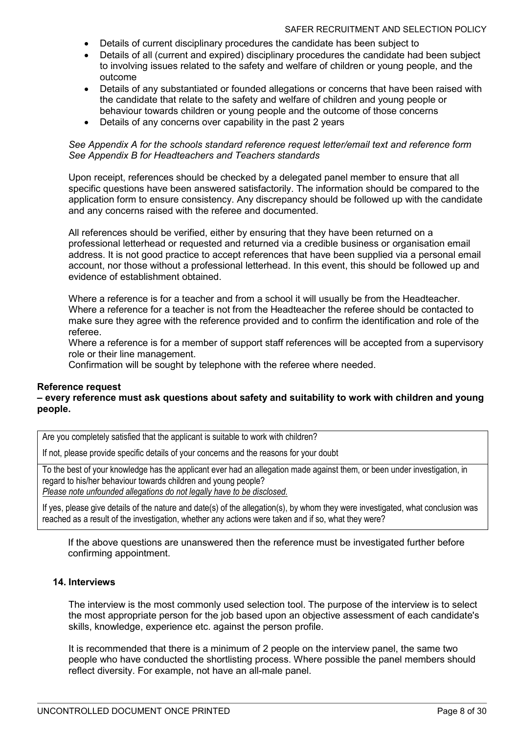- Details of current disciplinary procedures the candidate has been subject to
- Details of all (current and expired) disciplinary procedures the candidate had been subject to involving issues related to the safety and welfare of children or young people, and the outcome
- Details of any substantiated or founded allegations or concerns that have been raised with the candidate that relate to the safety and welfare of children and young people or behaviour towards children or young people and the outcome of those concerns
- Details of any concerns over capability in the past 2 years

*See Appendix A for the schools standard reference request letter/email text and reference form*
*See Appendix B for Headteachers and Teachers standards*

Upon receipt, references should be checked by a delegated panel member to ensure that all specific questions have been answered satisfactorily. The information should be compared to the application form to ensure consistency. Any discrepancy should be followed up with the candidate and any concerns raised with the referee and documented.

All references should be verified, either by ensuring that they have been returned on a professional letterhead or requested and returned via a credible business or organisation email address. It is not good practice to accept references that have been supplied via a personal email account, nor those without a professional letterhead. In this event, this should be followed up and evidence of establishment obtained.

Where a reference is for a teacher and from a school it will usually be from the Headteacher. Where a reference for a teacher is not from the Headteacher the referee should be contacted to make sure they agree with the reference provided and to confirm the identification and role of the referee.
Where a reference is for a member of support staff references will be accepted from a supervisory role or their line management.
Confirmation will be sought by telephone with the referee where needed.

**Reference request**
**– every reference must ask questions about safety and suitability to work with children and young people.**

| Are you completely satisfied that the applicant is suitable to work with children?<br>If not, please provide specific details of your concerns and the reasons for your doubt |
|---|
| To the best of your knowledge has the applicant ever had an allegation made against them, or been under investigation, in regard to his/her behaviour towards children and young people?<br>*Please note unfounded allegations do not legally have to be disclosed.*<br>If yes, please give details of the nature and date(s) of the allegation(s), by whom they were investigated, what conclusion was reached as a result of the investigation, whether any actions were taken and if so, what they were? |

If the above questions are unanswered then the reference must be investigated further before confirming appointment.

### 14. Interviews

The interview is the most commonly used selection tool. The purpose of the interview is to select the most appropriate person for the job based upon an objective assessment of each candidate's skills, knowledge, experience etc. against the person profile.

It is recommended that there is a minimum of 2 people on the interview panel, the same two people who have conducted the shortlisting process. Where possible the panel members should reflect diversity. For example, not have an all-male panel.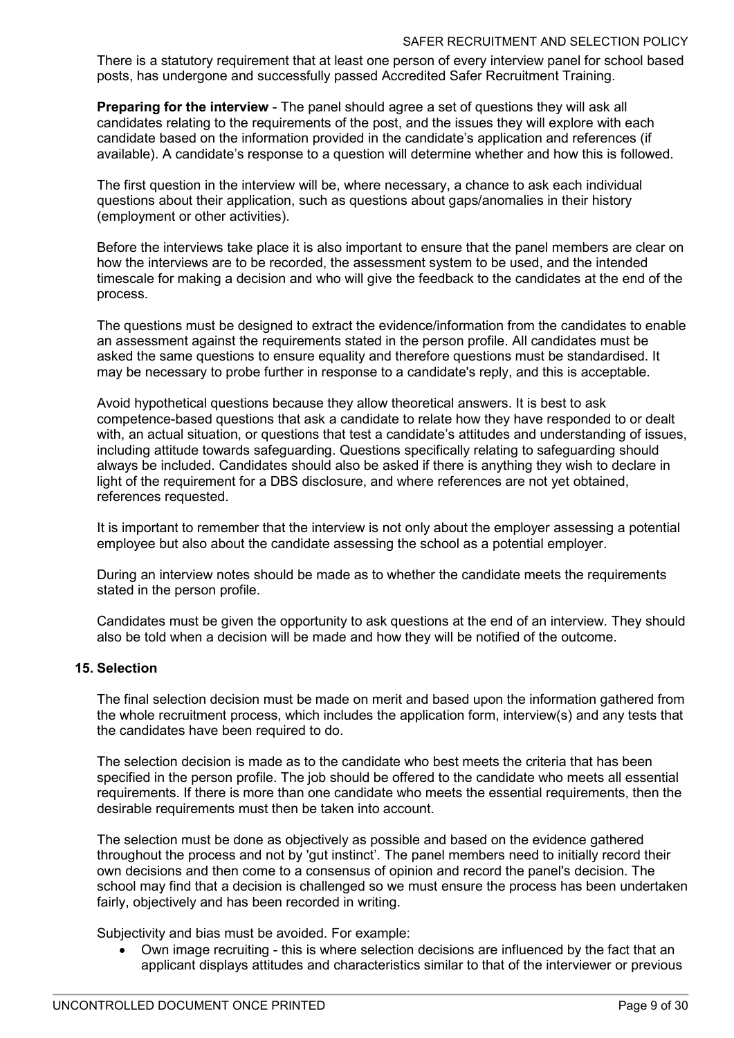There is a statutory requirement that at least one person of every interview panel for school based posts, has undergone and successfully passed Accredited Safer Recruitment Training.

**Preparing for the interview** - The panel should agree a set of questions they will ask all candidates relating to the requirements of the post, and the issues they will explore with each candidate based on the information provided in the candidate's application and references (if available). A candidate's response to a question will determine whether and how this is followed.

The first question in the interview will be, where necessary, a chance to ask each individual questions about their application, such as questions about gaps/anomalies in their history (employment or other activities).

Before the interviews take place it is also important to ensure that the panel members are clear on how the interviews are to be recorded, the assessment system to be used, and the intended timescale for making a decision and who will give the feedback to the candidates at the end of the process.

The questions must be designed to extract the evidence/information from the candidates to enable an assessment against the requirements stated in the person profile. All candidates must be asked the same questions to ensure equality and therefore questions must be standardised. It may be necessary to probe further in response to a candidate's reply, and this is acceptable.

Avoid hypothetical questions because they allow theoretical answers. It is best to ask competence-based questions that ask a candidate to relate how they have responded to or dealt with, an actual situation, or questions that test a candidate's attitudes and understanding of issues, including attitude towards safeguarding. Questions specifically relating to safeguarding should always be included. Candidates should also be asked if there is anything they wish to declare in light of the requirement for a DBS disclosure, and where references are not yet obtained, references requested.

It is important to remember that the interview is not only about the employer assessing a potential employee but also about the candidate assessing the school as a potential employer.

During an interview notes should be made as to whether the candidate meets the requirements stated in the person profile.

Candidates must be given the opportunity to ask questions at the end of an interview. They should also be told when a decision will be made and how they will be notified of the outcome.

## 15. Selection

The final selection decision must be made on merit and based upon the information gathered from the whole recruitment process, which includes the application form, interview(s) and any tests that the candidates have been required to do.

The selection decision is made as to the candidate who best meets the criteria that has been specified in the person profile. The job should be offered to the candidate who meets all essential requirements. If there is more than one candidate who meets the essential requirements, then the desirable requirements must then be taken into account.

The selection must be done as objectively as possible and based on the evidence gathered throughout the process and not by 'gut instinct'. The panel members need to initially record their own decisions and then come to a consensus of opinion and record the panel's decision. The school may find that a decision is challenged so we must ensure the process has been undertaken fairly, objectively and has been recorded in writing.

Subjectivity and bias must be avoided. For example:

- Own image recruiting - this is where selection decisions are influenced by the fact that an applicant displays attitudes and characteristics similar to that of the interviewer or previous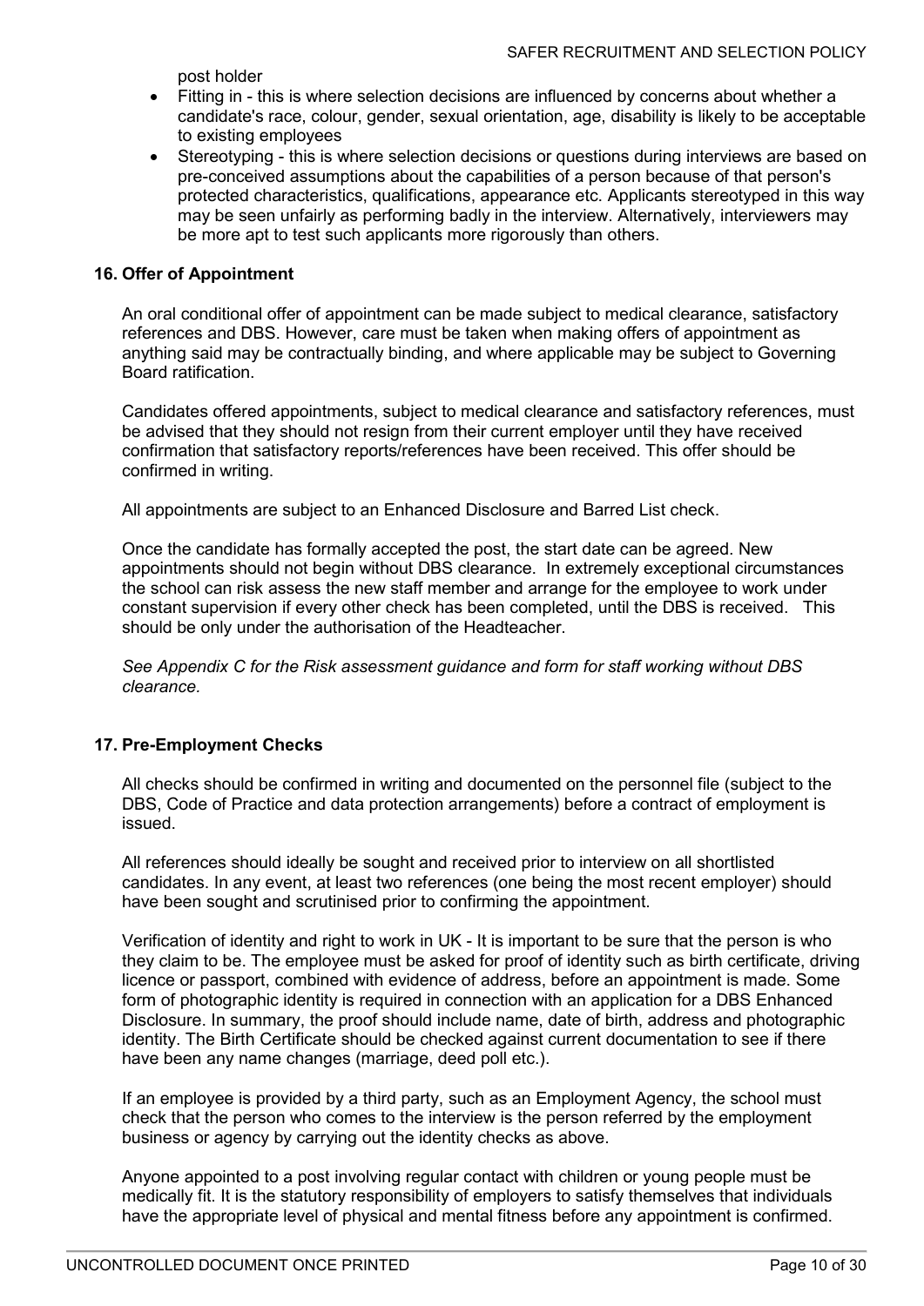post holder

- Fitting in - this is where selection decisions are influenced by concerns about whether a candidate's race, colour, gender, sexual orientation, age, disability is likely to be acceptable to existing employees
- Stereotyping - this is where selection decisions or questions during interviews are based on pre-conceived assumptions about the capabilities of a person because of that person's protected characteristics, qualifications, appearance etc. Applicants stereotyped in this way may be seen unfairly as performing badly in the interview. Alternatively, interviewers may be more apt to test such applicants more rigorously than others.

### 16. Offer of Appointment

An oral conditional offer of appointment can be made subject to medical clearance, satisfactory references and DBS. However, care must be taken when making offers of appointment as anything said may be contractually binding, and where applicable may be subject to Governing Board ratification.

Candidates offered appointments, subject to medical clearance and satisfactory references, must be advised that they should not resign from their current employer until they have received confirmation that satisfactory reports/references have been received. This offer should be confirmed in writing.

All appointments are subject to an Enhanced Disclosure and Barred List check.

Once the candidate has formally accepted the post, the start date can be agreed. New appointments should not begin without DBS clearance. In extremely exceptional circumstances the school can risk assess the new staff member and arrange for the employee to work under constant supervision if every other check has been completed, until the DBS is received. This should be only under the authorisation of the Headteacher.

*See Appendix C for the Risk assessment guidance and form for staff working without DBS clearance.*

### 17. Pre-Employment Checks

All checks should be confirmed in writing and documented on the personnel file (subject to the DBS, Code of Practice and data protection arrangements) before a contract of employment is issued.

All references should ideally be sought and received prior to interview on all shortlisted candidates. In any event, at least two references (one being the most recent employer) should have been sought and scrutinised prior to confirming the appointment.

Verification of identity and right to work in UK - It is important to be sure that the person is who they claim to be. The employee must be asked for proof of identity such as birth certificate, driving licence or passport, combined with evidence of address, before an appointment is made. Some form of photographic identity is required in connection with an application for a DBS Enhanced Disclosure. In summary, the proof should include name, date of birth, address and photographic identity. The Birth Certificate should be checked against current documentation to see if there have been any name changes (marriage, deed poll etc.).

If an employee is provided by a third party, such as an Employment Agency, the school must check that the person who comes to the interview is the person referred by the employment business or agency by carrying out the identity checks as above.

Anyone appointed to a post involving regular contact with children or young people must be medically fit. It is the statutory responsibility of employers to satisfy themselves that individuals have the appropriate level of physical and mental fitness before any appointment is confirmed.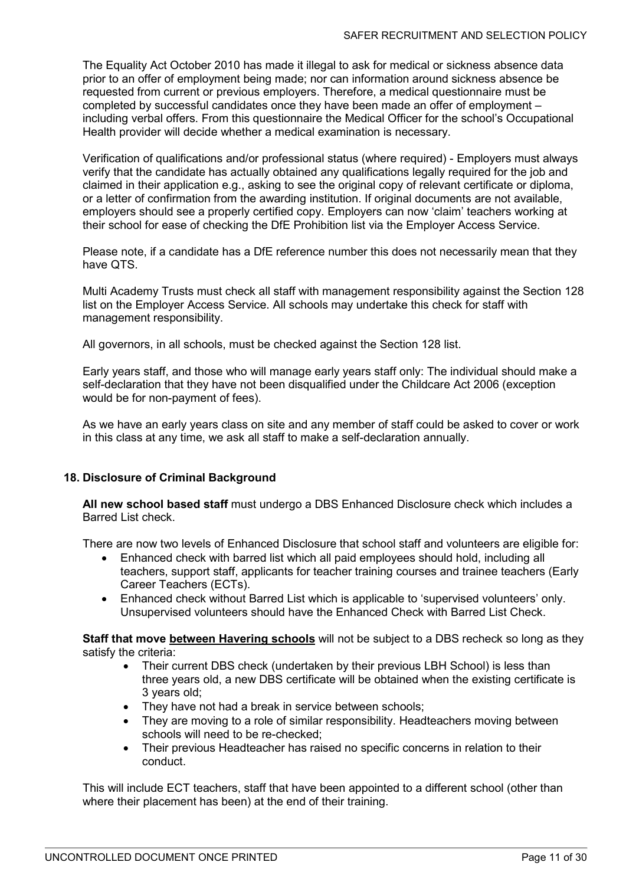The Equality Act October 2010 has made it illegal to ask for medical or sickness absence data prior to an offer of employment being made; nor can information around sickness absence be requested from current or previous employers. Therefore, a medical questionnaire must be completed by successful candidates once they have been made an offer of employment – including verbal offers. From this questionnaire the Medical Officer for the school's Occupational Health provider will decide whether a medical examination is necessary.

Verification of qualifications and/or professional status (where required) - Employers must always verify that the candidate has actually obtained any qualifications legally required for the job and claimed in their application e.g., asking to see the original copy of relevant certificate or diploma, or a letter of confirmation from the awarding institution. If original documents are not available, employers should see a properly certified copy. Employers can now 'claim' teachers working at their school for ease of checking the DfE Prohibition list via the Employer Access Service.

Please note, if a candidate has a DfE reference number this does not necessarily mean that they have QTS.

Multi Academy Trusts must check all staff with management responsibility against the Section 128 list on the Employer Access Service. All schools may undertake this check for staff with management responsibility.

All governors, in all schools, must be checked against the Section 128 list.

Early years staff, and those who will manage early years staff only: The individual should make a self-declaration that they have not been disqualified under the Childcare Act 2006 (exception would be for non-payment of fees).

As we have an early years class on site and any member of staff could be asked to cover or work in this class at any time, we ask all staff to make a self-declaration annually.

## 18. Disclosure of Criminal Background

**All new school based staff** must undergo a DBS Enhanced Disclosure check which includes a Barred List check.

There are now two levels of Enhanced Disclosure that school staff and volunteers are eligible for:

- Enhanced check with barred list which all paid employees should hold, including all teachers, support staff, applicants for teacher training courses and trainee teachers (Early Career Teachers (ECTs).
- Enhanced check without Barred List which is applicable to 'supervised volunteers' only. Unsupervised volunteers should have the Enhanced Check with Barred List Check.

**Staff that move <u>between Havering schools</u>** will not be subject to a DBS recheck so long as they satisfy the criteria:

- Their current DBS check (undertaken by their previous LBH School) is less than three years old, a new DBS certificate will be obtained when the existing certificate is 3 years old;
- They have not had a break in service between schools;
- They are moving to a role of similar responsibility. Headteachers moving between schools will need to be re-checked;
- Their previous Headteacher has raised no specific concerns in relation to their conduct.

This will include ECT teachers, staff that have been appointed to a different school (other than where their placement has been) at the end of their training.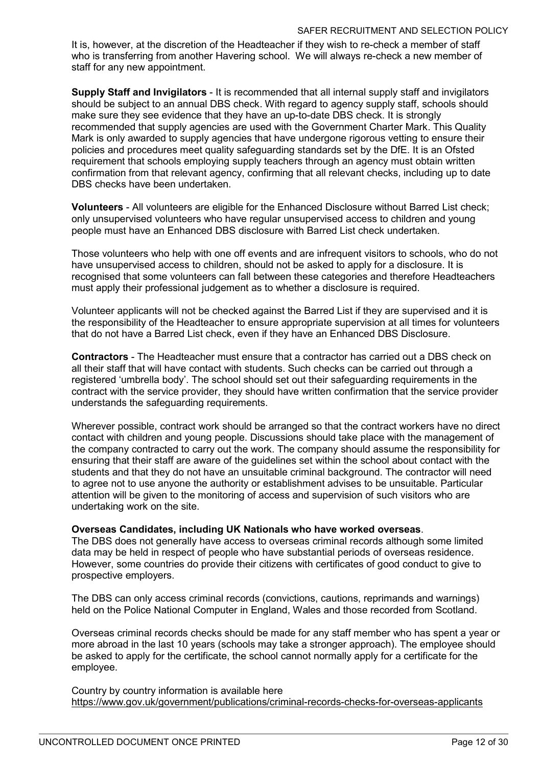It is, however, at the discretion of the Headteacher if they wish to re-check a member of staff who is transferring from another Havering school. We will always re-check a new member of staff for any new appointment.

**Supply Staff and Invigilators** - It is recommended that all internal supply staff and invigilators should be subject to an annual DBS check. With regard to agency supply staff, schools should make sure they see evidence that they have an up-to-date DBS check. It is strongly recommended that supply agencies are used with the Government Charter Mark. This Quality Mark is only awarded to supply agencies that have undergone rigorous vetting to ensure their policies and procedures meet quality safeguarding standards set by the DfE. It is an Ofsted requirement that schools employing supply teachers through an agency must obtain written confirmation from that relevant agency, confirming that all relevant checks, including up to date DBS checks have been undertaken.

**Volunteers** - All volunteers are eligible for the Enhanced Disclosure without Barred List check; only unsupervised volunteers who have regular unsupervised access to children and young people must have an Enhanced DBS disclosure with Barred List check undertaken.

Those volunteers who help with one off events and are infrequent visitors to schools, who do not have unsupervised access to children, should not be asked to apply for a disclosure. It is recognised that some volunteers can fall between these categories and therefore Headteachers must apply their professional judgement as to whether a disclosure is required.

Volunteer applicants will not be checked against the Barred List if they are supervised and it is the responsibility of the Headteacher to ensure appropriate supervision at all times for volunteers that do not have a Barred List check, even if they have an Enhanced DBS Disclosure.

**Contractors** - The Headteacher must ensure that a contractor has carried out a DBS check on all their staff that will have contact with students. Such checks can be carried out through a registered 'umbrella body'. The school should set out their safeguarding requirements in the contract with the service provider, they should have written confirmation that the service provider understands the safeguarding requirements.

Wherever possible, contract work should be arranged so that the contract workers have no direct contact with children and young people. Discussions should take place with the management of the company contracted to carry out the work. The company should assume the responsibility for ensuring that their staff are aware of the guidelines set within the school about contact with the students and that they do not have an unsuitable criminal background. The contractor will need to agree not to use anyone the authority or establishment advises to be unsuitable. Particular attention will be given to the monitoring of access and supervision of such visitors who are undertaking work on the site.

**Overseas Candidates, including UK Nationals who have worked overseas**.

The DBS does not generally have access to overseas criminal records although some limited data may be held in respect of people who have substantial periods of overseas residence. However, some countries do provide their citizens with certificates of good conduct to give to prospective employers.

The DBS can only access criminal records (convictions, cautions, reprimands and warnings) held on the Police National Computer in England, Wales and those recorded from Scotland.

Overseas criminal records checks should be made for any staff member who has spent a year or more abroad in the last 10 years (schools may take a stronger approach). The employee should be asked to apply for the certificate, the school cannot normally apply for a certificate for the employee.

Country by country information is available here https://www.gov.uk/government/publications/criminal-records-checks-for-overseas-applicants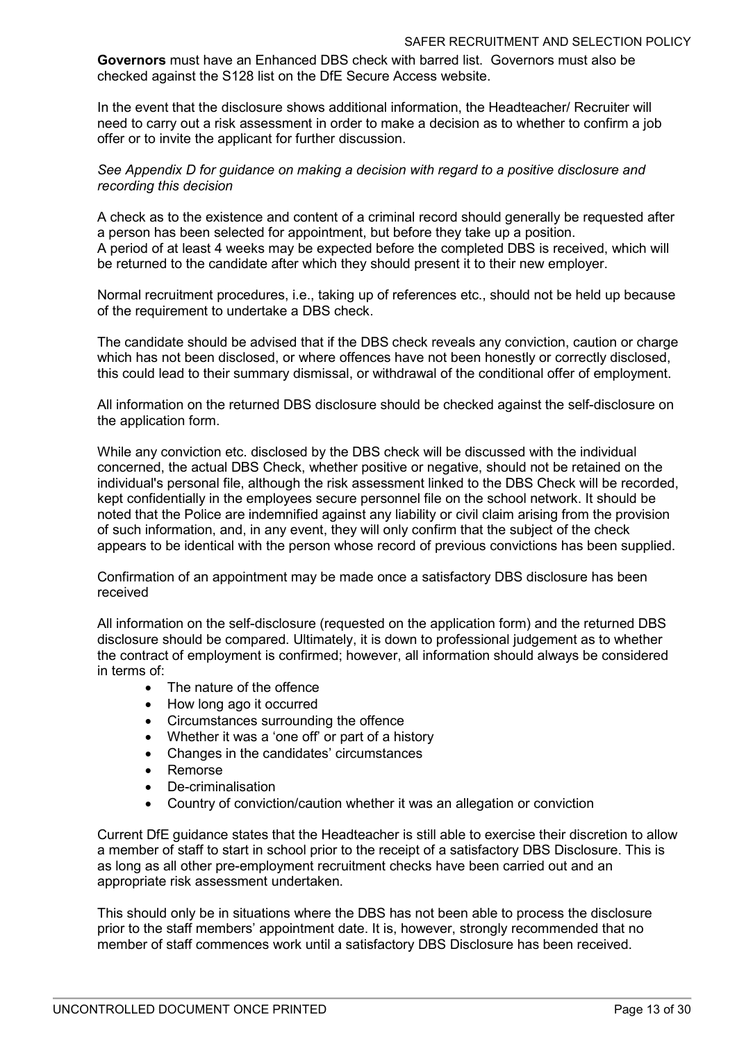**Governors** must have an Enhanced DBS check with barred list. Governors must also be checked against the S128 list on the DfE Secure Access website.

In the event that the disclosure shows additional information, the Headteacher/ Recruiter will need to carry out a risk assessment in order to make a decision as to whether to confirm a job offer or to invite the applicant for further discussion.

*See Appendix D for guidance on making a decision with regard to a positive disclosure and recording this decision*

A check as to the existence and content of a criminal record should generally be requested after a person has been selected for appointment, but before they take up a position.
A period of at least 4 weeks may be expected before the completed DBS is received, which will be returned to the candidate after which they should present it to their new employer.

Normal recruitment procedures, i.e., taking up of references etc., should not be held up because of the requirement to undertake a DBS check.

The candidate should be advised that if the DBS check reveals any conviction, caution or charge which has not been disclosed, or where offences have not been honestly or correctly disclosed, this could lead to their summary dismissal, or withdrawal of the conditional offer of employment.

All information on the returned DBS disclosure should be checked against the self-disclosure on the application form.

While any conviction etc. disclosed by the DBS check will be discussed with the individual concerned, the actual DBS Check, whether positive or negative, should not be retained on the individual's personal file, although the risk assessment linked to the DBS Check will be recorded, kept confidentially in the employees secure personnel file on the school network. It should be noted that the Police are indemnified against any liability or civil claim arising from the provision of such information, and, in any event, they will only confirm that the subject of the check appears to be identical with the person whose record of previous convictions has been supplied.

Confirmation of an appointment may be made once a satisfactory DBS disclosure has been received

All information on the self-disclosure (requested on the application form) and the returned DBS disclosure should be compared. Ultimately, it is down to professional judgement as to whether the contract of employment is confirmed; however, all information should always be considered in terms of:

- The nature of the offence
- How long ago it occurred
- Circumstances surrounding the offence
- Whether it was a 'one off' or part of a history
- Changes in the candidates' circumstances
- Remorse
- De-criminalisation
- Country of conviction/caution whether it was an allegation or conviction

Current DfE guidance states that the Headteacher is still able to exercise their discretion to allow a member of staff to start in school prior to the receipt of a satisfactory DBS Disclosure. This is as long as all other pre-employment recruitment checks have been carried out and an appropriate risk assessment undertaken.

This should only be in situations where the DBS has not been able to process the disclosure prior to the staff members' appointment date. It is, however, strongly recommended that no member of staff commences work until a satisfactory DBS Disclosure has been received.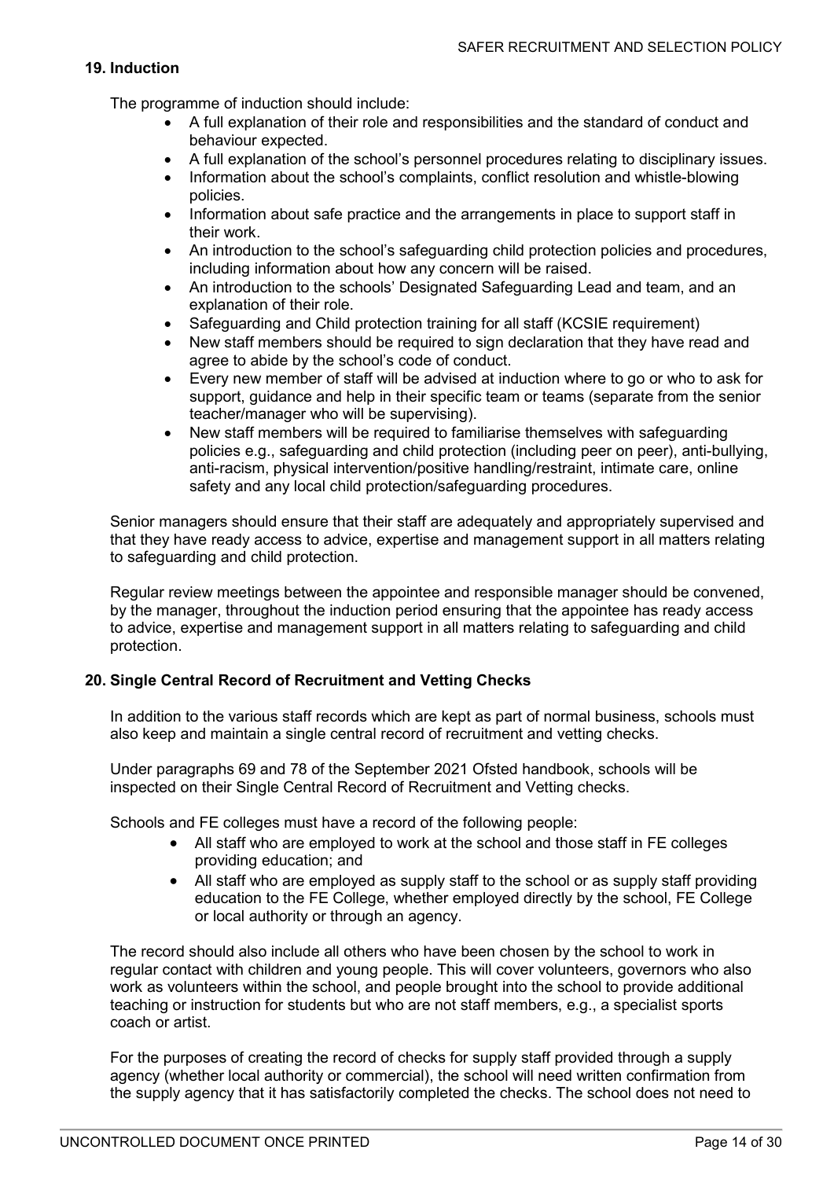## 19. Induction

The programme of induction should include:

- A full explanation of their role and responsibilities and the standard of conduct and behaviour expected.
- A full explanation of the school's personnel procedures relating to disciplinary issues.
- Information about the school's complaints, conflict resolution and whistle-blowing policies.
- Information about safe practice and the arrangements in place to support staff in their work.
- An introduction to the school's safeguarding child protection policies and procedures, including information about how any concern will be raised.
- An introduction to the schools' Designated Safeguarding Lead and team, and an explanation of their role.
- Safeguarding and Child protection training for all staff (KCSIE requirement)
- New staff members should be required to sign declaration that they have read and agree to abide by the school's code of conduct.
- Every new member of staff will be advised at induction where to go or who to ask for support, guidance and help in their specific team or teams (separate from the senior teacher/manager who will be supervising).
- New staff members will be required to familiarise themselves with safeguarding policies e.g., safeguarding and child protection (including peer on peer), anti-bullying, anti-racism, physical intervention/positive handling/restraint, intimate care, online safety and any local child protection/safeguarding procedures.

Senior managers should ensure that their staff are adequately and appropriately supervised and that they have ready access to advice, expertise and management support in all matters relating to safeguarding and child protection.

Regular review meetings between the appointee and responsible manager should be convened, by the manager, throughout the induction period ensuring that the appointee has ready access to advice, expertise and management support in all matters relating to safeguarding and child protection.

## 20. Single Central Record of Recruitment and Vetting Checks

In addition to the various staff records which are kept as part of normal business, schools must also keep and maintain a single central record of recruitment and vetting checks.

Under paragraphs 69 and 78 of the September 2021 Ofsted handbook, schools will be inspected on their Single Central Record of Recruitment and Vetting checks.

Schools and FE colleges must have a record of the following people:

- All staff who are employed to work at the school and those staff in FE colleges providing education; and
- All staff who are employed as supply staff to the school or as supply staff providing education to the FE College, whether employed directly by the school, FE College or local authority or through an agency.

The record should also include all others who have been chosen by the school to work in regular contact with children and young people. This will cover volunteers, governors who also work as volunteers within the school, and people brought into the school to provide additional teaching or instruction for students but who are not staff members, e.g., a specialist sports coach or artist.

For the purposes of creating the record of checks for supply staff provided through a supply agency (whether local authority or commercial), the school will need written confirmation from the supply agency that it has satisfactorily completed the checks. The school does not need to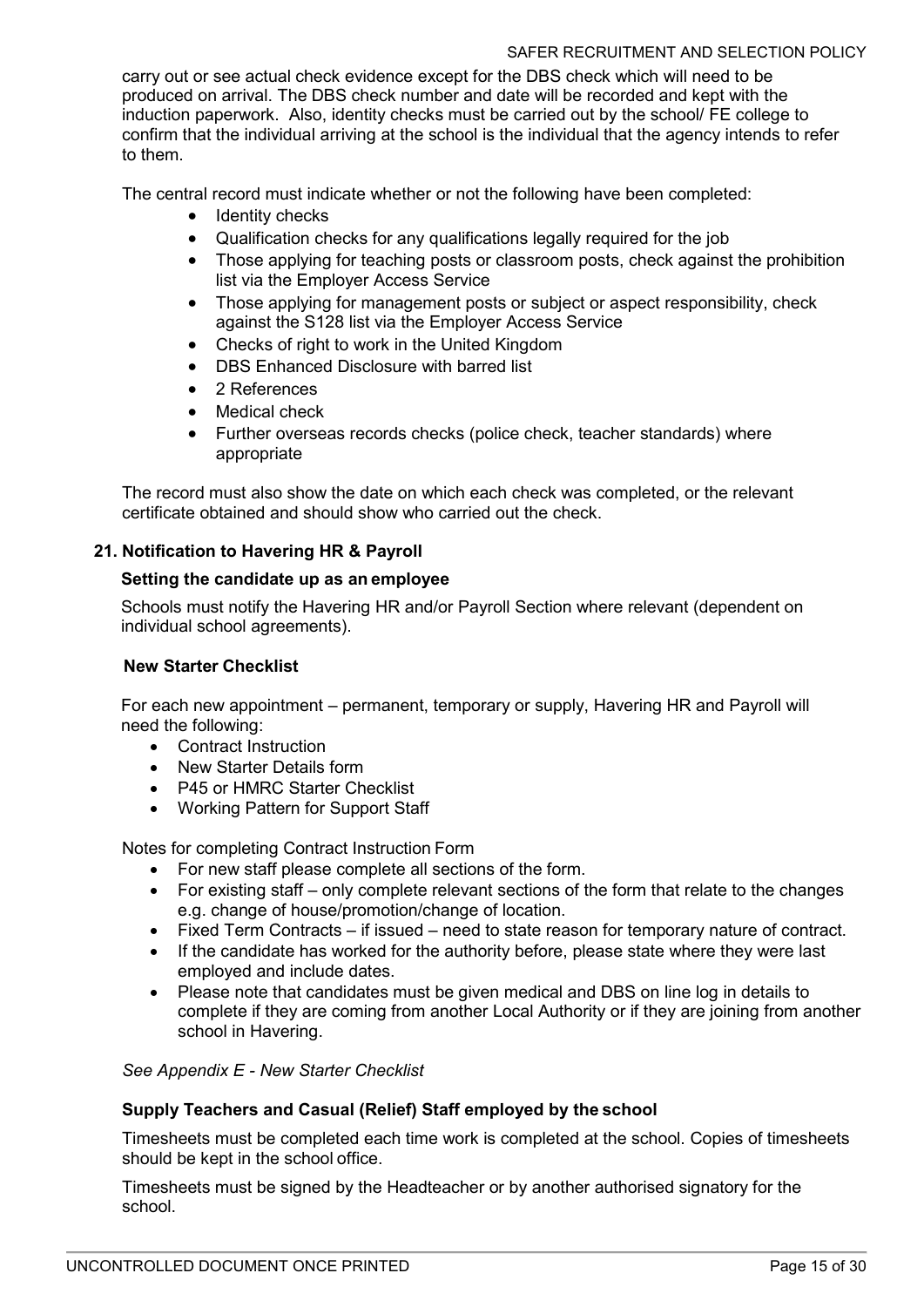carry out or see actual check evidence except for the DBS check which will need to be produced on arrival. The DBS check number and date will be recorded and kept with the induction paperwork. Also, identity checks must be carried out by the school/ FE college to confirm that the individual arriving at the school is the individual that the agency intends to refer to them.

The central record must indicate whether or not the following have been completed:

- Identity checks
- Qualification checks for any qualifications legally required for the job
- Those applying for teaching posts or classroom posts, check against the prohibition list via the Employer Access Service
- Those applying for management posts or subject or aspect responsibility, check against the S128 list via the Employer Access Service
- Checks of right to work in the United Kingdom
- DBS Enhanced Disclosure with barred list
- 2 References
- Medical check
- Further overseas records checks (police check, teacher standards) where appropriate

The record must also show the date on which each check was completed, or the relevant certificate obtained and should show who carried out the check.

## 21. Notification to Havering HR & Payroll

### Setting the candidate up as an employee

Schools must notify the Havering HR and/or Payroll Section where relevant (dependent on individual school agreements).

### New Starter Checklist

For each new appointment – permanent, temporary or supply, Havering HR and Payroll will need the following:

- Contract Instruction
- New Starter Details form
- P45 or HMRC Starter Checklist
- Working Pattern for Support Staff

Notes for completing Contract Instruction Form

- For new staff please complete all sections of the form.
- For existing staff – only complete relevant sections of the form that relate to the changes e.g. change of house/promotion/change of location.
- Fixed Term Contracts – if issued – need to state reason for temporary nature of contract.
- If the candidate has worked for the authority before, please state where they were last employed and include dates.
- Please note that candidates must be given medical and DBS on line log in details to complete if they are coming from another Local Authority or if they are joining from another school in Havering.

*See Appendix E - New Starter Checklist*

### Supply Teachers and Casual (Relief) Staff employed by the school

Timesheets must be completed each time work is completed at the school. Copies of timesheets should be kept in the school office.

Timesheets must be signed by the Headteacher or by another authorised signatory for the school.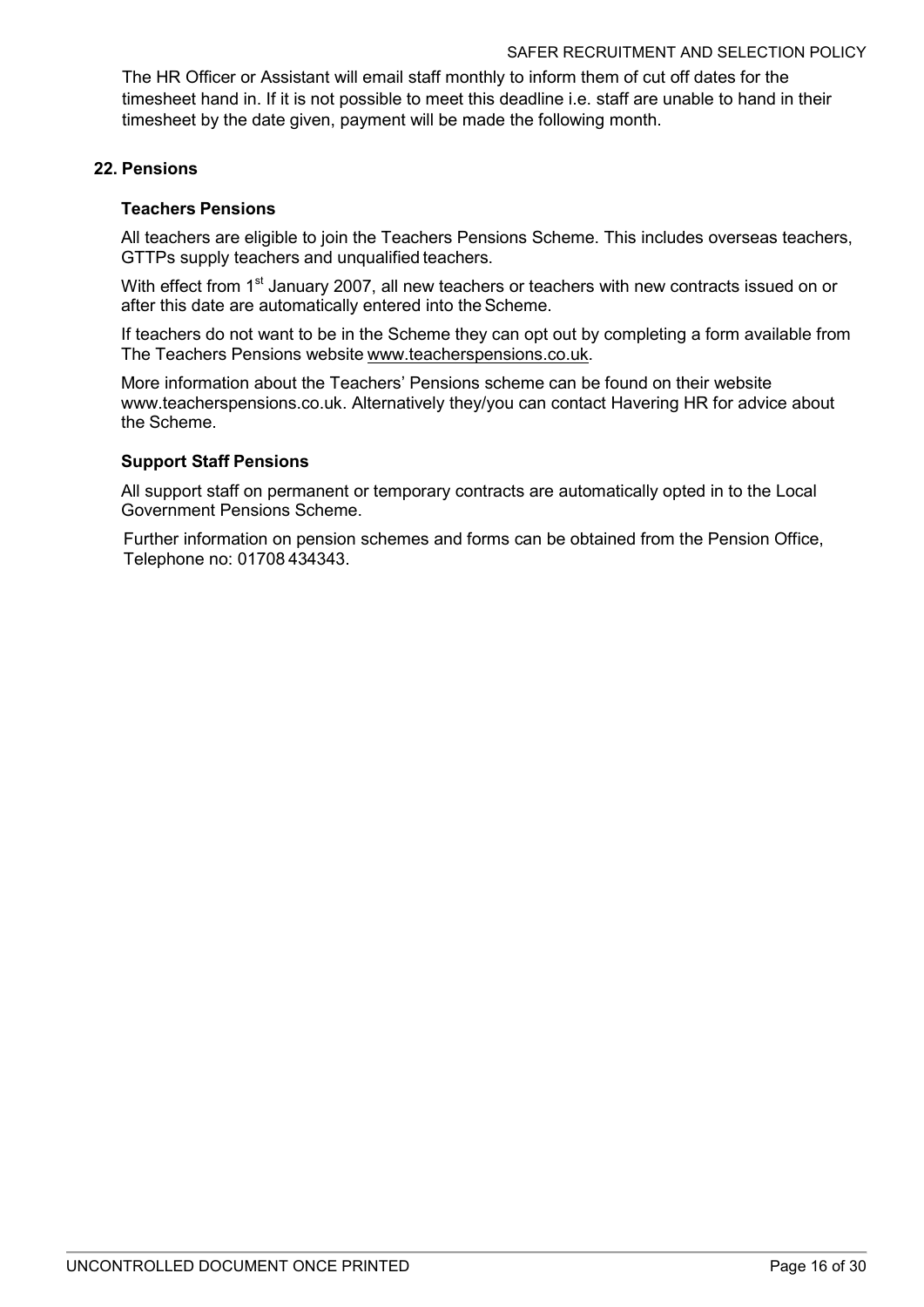The HR Officer or Assistant will email staff monthly to inform them of cut off dates for the timesheet hand in. If it is not possible to meet this deadline i.e. staff are unable to hand in their timesheet by the date given, payment will be made the following month.

## 22. Pensions

### Teachers Pensions

All teachers are eligible to join the Teachers Pensions Scheme. This includes overseas teachers, GTTPs supply teachers and unqualified teachers.

With effect from 1st January 2007, all new teachers or teachers with new contracts issued on or after this date are automatically entered into the Scheme.

If teachers do not want to be in the Scheme they can opt out by completing a form available from The Teachers Pensions website www.teacherspensions.co.uk.

More information about the Teachers' Pensions scheme can be found on their website www.teacherspensions.co.uk. Alternatively they/you can contact Havering HR for advice about the Scheme.

### Support Staff Pensions

All support staff on permanent or temporary contracts are automatically opted in to the Local Government Pensions Scheme.

Further information on pension schemes and forms can be obtained from the Pension Office, Telephone no: 01708 434343.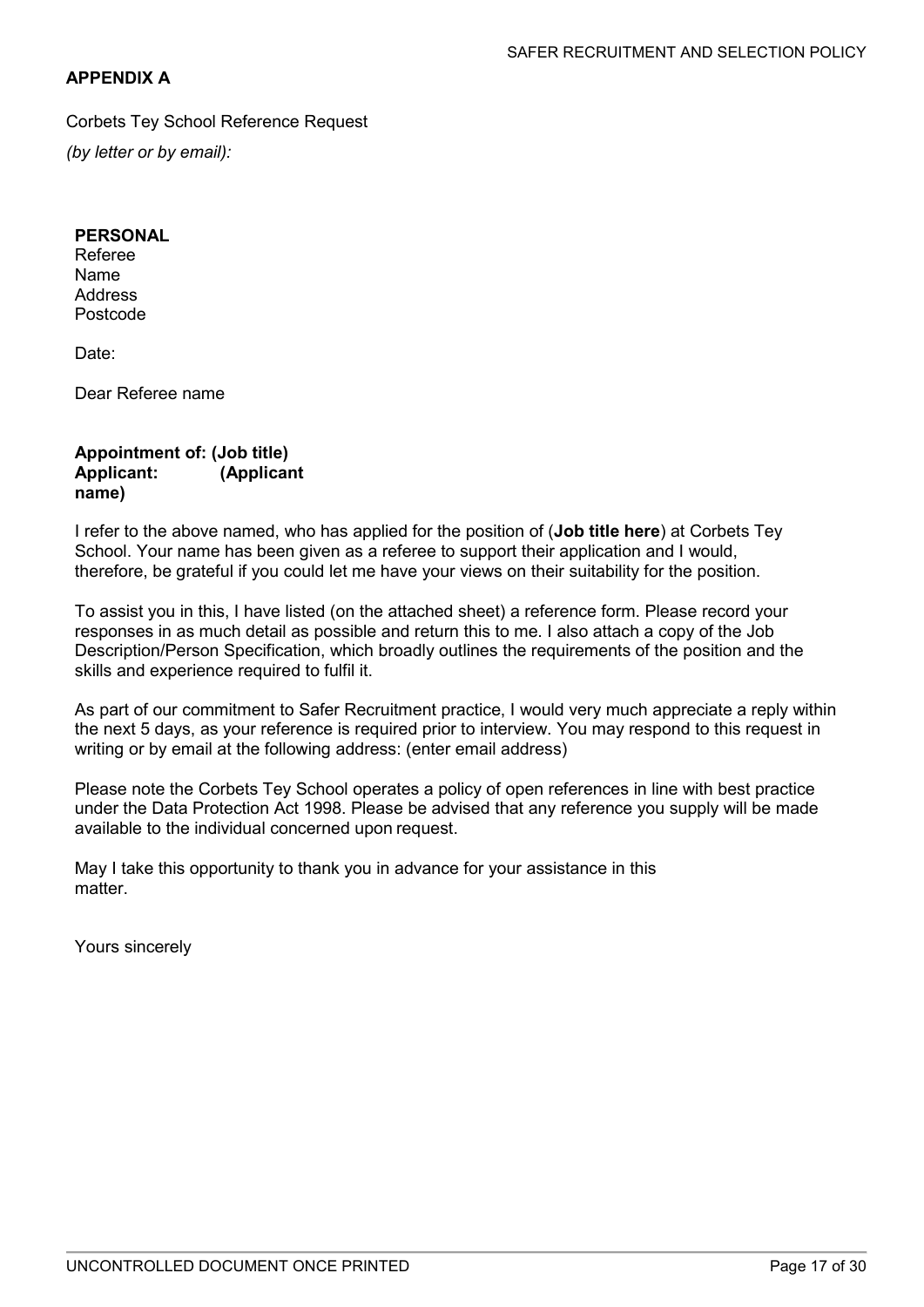## APPENDIX A

Corbets Tey School Reference Request

*(by letter or by email):*

**PERSONAL**
Referee
Name
Address
Postcode

Date:

Dear Referee name

**Appointment of: (Job title)**
**Applicant: (Applicant name)**

I refer to the above named, who has applied for the position of (**Job title here**) at Corbets Tey School. Your name has been given as a referee to support their application and I would, therefore, be grateful if you could let me have your views on their suitability for the position.

To assist you in this, I have listed (on the attached sheet) a reference form. Please record your responses in as much detail as possible and return this to me. I also attach a copy of the Job Description/Person Specification, which broadly outlines the requirements of the position and the skills and experience required to fulfil it.

As part of our commitment to Safer Recruitment practice, I would very much appreciate a reply within the next 5 days, as your reference is required prior to interview. You may respond to this request in writing or by email at the following address: (enter email address)

Please note the Corbets Tey School operates a policy of open references in line with best practice under the Data Protection Act 1998. Please be advised that any reference you supply will be made available to the individual concerned upon request.

May I take this opportunity to thank you in advance for your assistance in this matter.

Yours sincerely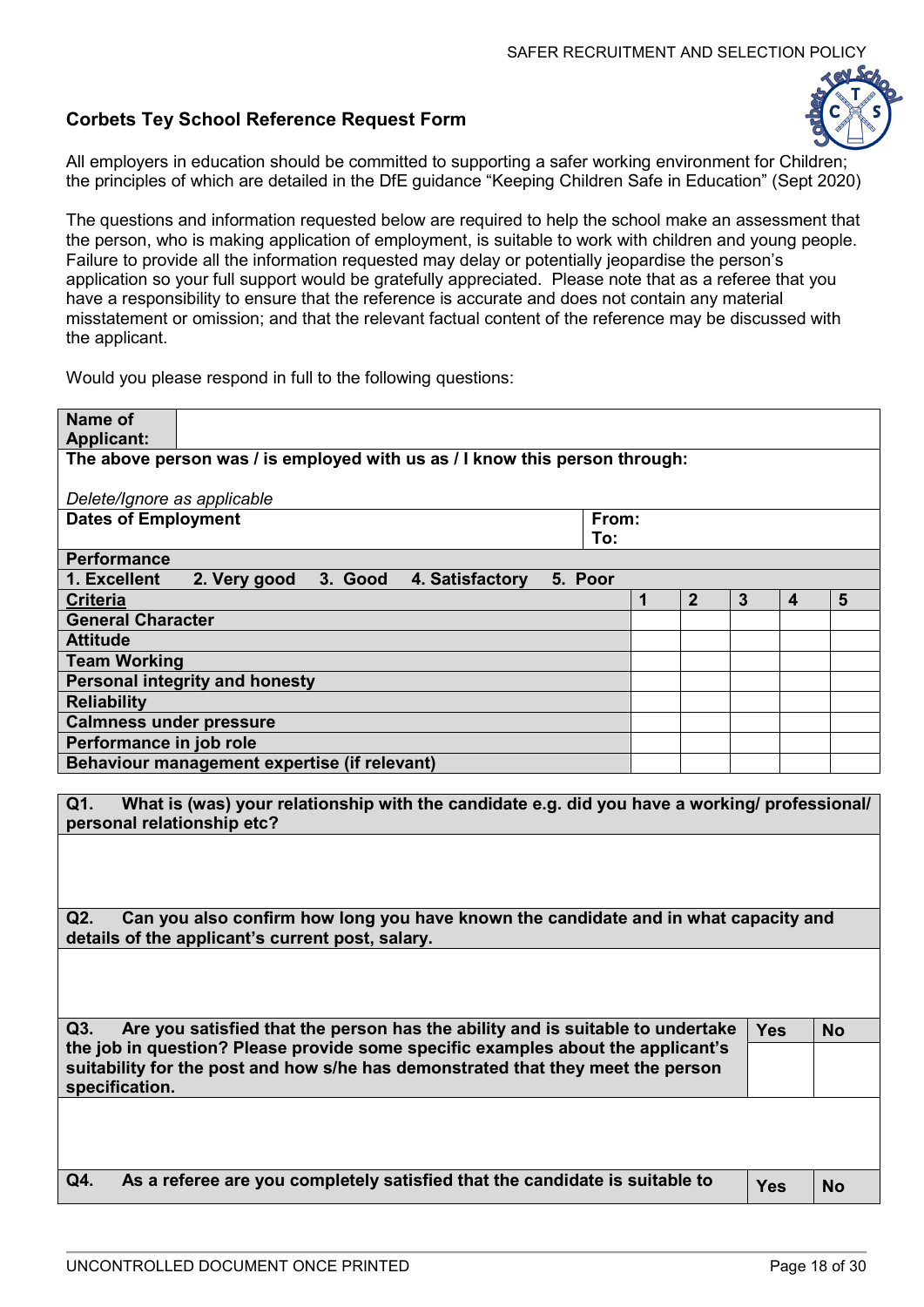## Corbets Tey School Reference Request Form

All employers in education should be committed to supporting a safer working environment for Children; the principles of which are detailed in the DfE guidance "Keeping Children Safe in Education" (Sept 2020)

The questions and information requested below are required to help the school make an assessment that the person, who is making application of employment, is suitable to work with children and young people. Failure to provide all the information requested may delay or potentially jeopardise the person's application so your full support would be gratefully appreciated. Please note that as a referee that you have a responsibility to ensure that the reference is accurate and does not contain any material misstatement or omission; and that the relevant factual content of the reference may be discussed with the applicant.

Would you please respond in full to the following questions:

| **Name of Applicant:** | |
|---|---|
| **The above person was / is employed with us as / I know this person through:** *Delete/Ignore as applicable* | |
| **Dates of Employment** | **From:** **To:** |

**Performance**

**1. Excellent   2. Very good   3. Good   4. Satisfactory   5. Poor**

| **Criteria** | **1** | **2** | **3** | **4** | **5** |
|---|---|---|---|---|---|
| **General Character** | | | | | |
| **Attitude** | | | | | |
| **Team Working** | | | | | |
| **Personal integrity and honesty** | | | | | |
| **Reliability** | | | | | |
| **Calmness under pressure** | | | | | |
| **Performance in job role** | | | | | |
| **Behaviour management expertise (if relevant)** | | | | | |

**Q1. What is (was) your relationship with the candidate e.g. did you have a working/ professional/ personal relationship etc?**

**Q2. Can you also confirm how long you have known the candidate and in what capacity and details of the applicant's current post, salary.**

| **Q3. Are you satisfied that the person has the ability and is suitable to undertake the job in question? Please provide some specific examples about the applicant's suitability for the post and how s/he has demonstrated that they meet the person specification.** | **Yes** | **No** |
|---|---|---|
| | | |

| **Q4. As a referee are you completely satisfied that the candidate is suitable to** | **Yes** | **No** |
|---|---|---|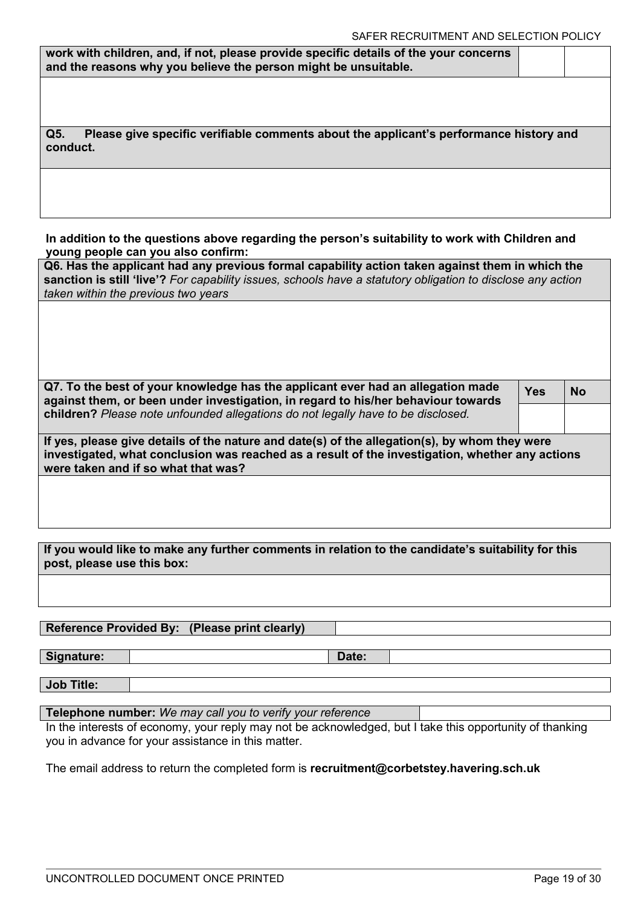| work with children, and, if not, please provide specific details of the your concerns and the reasons why you believe the person might be unsuitable. | | |
|---|---|---|
| | | |

| Q5. Please give specific verifiable comments about the applicant's performance history and conduct. |
|---|
| |

**In addition to the questions above regarding the person's suitability to work with Children and young people can you also confirm:**

| **Q6. Has the applicant had any previous formal capability action taken against them in which the sanction is still 'live'?** *For capability issues, schools have a statutory obligation to disclose any action taken within the previous two years* |
|---|
| |

| **Q7. To the best of your knowledge has the applicant ever had an allegation made against them, or been under investigation, in regard to his/her behaviour towards children?** *Please note unfounded allegations do not legally have to be disclosed.* | **Yes** | **No** |
|---|---|---|
| | | |
| **If yes, please give details of the nature and date(s) of the allegation(s), by whom they were investigated, what conclusion was reached as a result of the investigation, whether any actions were taken and if so what that was?** | | |
| | | |

| **If you would like to make any further comments in relation to the candidate's suitability for this post, please use this box:** |
|---|
| |

| **Reference Provided By: (Please print clearly)** | |
|---|---|

| **Signature:** | | **Date:** | |
|---|---|---|---|

| **Job Title:** | |
|---|---|

| **Telephone number:** *We may call you to verify your reference* | |
|---|---|

In the interests of economy, your reply may not be acknowledged, but I take this opportunity of thanking you in advance for your assistance in this matter.

The email address to return the completed form is **recruitment@corbetstey.havering.sch.uk**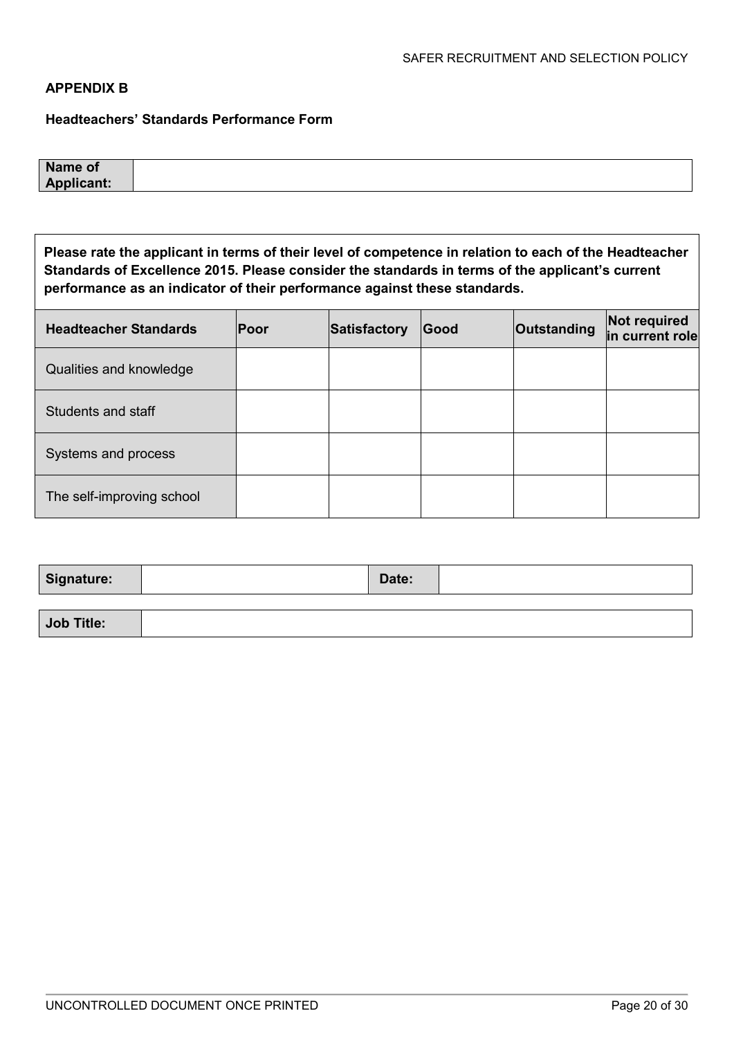**APPENDIX B**

**Headteachers' Standards Performance Form**

| **Name of Applicant:** | |
|---|---|

**Please rate the applicant in terms of their level of competence in relation to each of the Headteacher Standards of Excellence 2015. Please consider the standards in terms of the applicant's current performance as an indicator of their performance against these standards.**

| Headteacher Standards | Poor | Satisfactory | Good | Outstanding | Not required in current role |
|---|---|---|---|---|---|
| Qualities and knowledge | | | | | |
| Students and staff | | | | | |
| Systems and process | | | | | |
| The self-improving school | | | | | |

| **Signature:** | | **Date:** | |
|---|---|---|---|

| **Job Title:** | |
|---|---|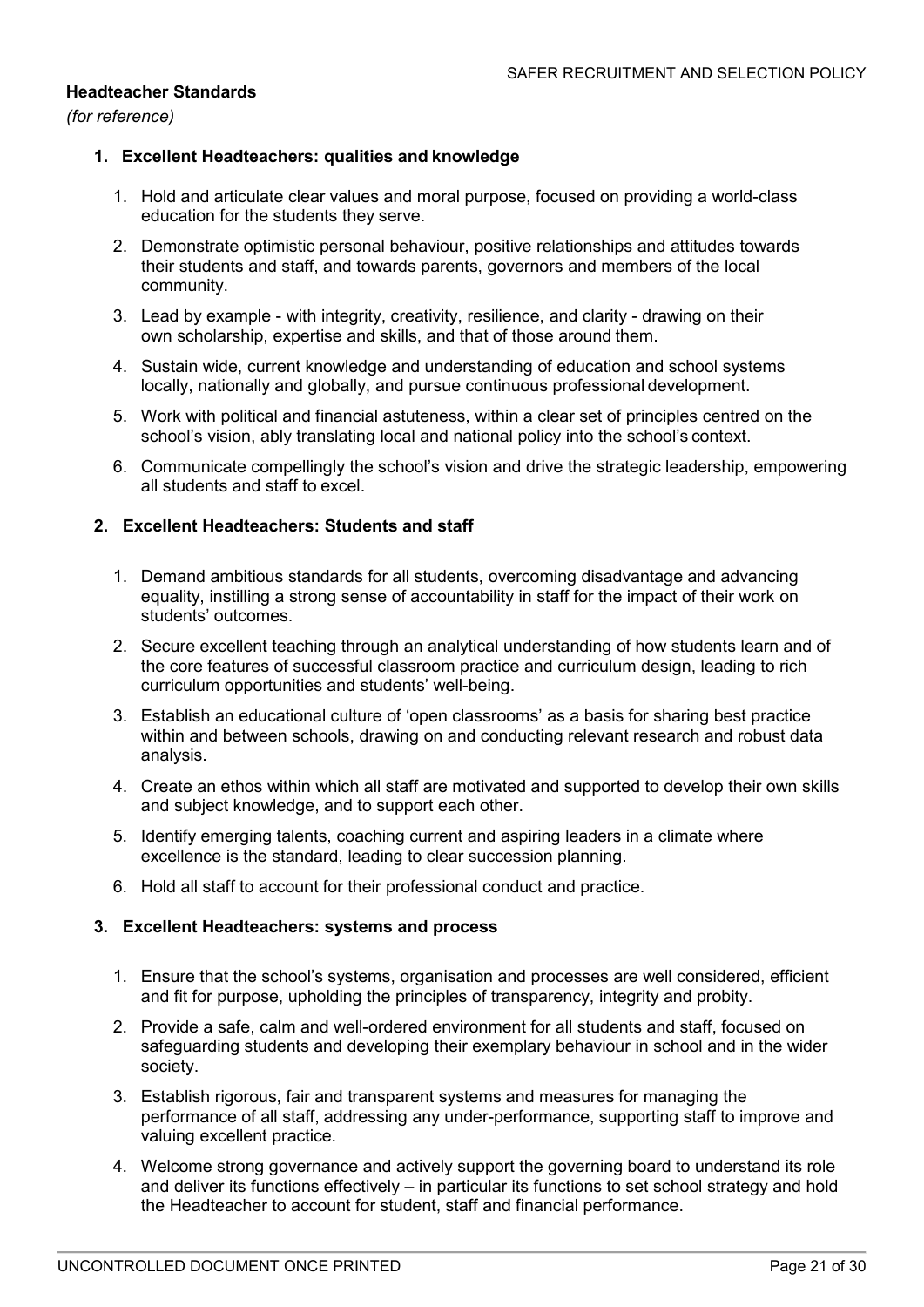## Headteacher Standards

*(for reference)*

### 1. Excellent Headteachers: qualities and knowledge

1. Hold and articulate clear values and moral purpose, focused on providing a world-class education for the students they serve.
2. Demonstrate optimistic personal behaviour, positive relationships and attitudes towards their students and staff, and towards parents, governors and members of the local community.
3. Lead by example - with integrity, creativity, resilience, and clarity - drawing on their own scholarship, expertise and skills, and that of those around them.
4. Sustain wide, current knowledge and understanding of education and school systems locally, nationally and globally, and pursue continuous professional development.
5. Work with political and financial astuteness, within a clear set of principles centred on the school's vision, ably translating local and national policy into the school's context.
6. Communicate compellingly the school's vision and drive the strategic leadership, empowering all students and staff to excel.

### 2. Excellent Headteachers: Students and staff

1. Demand ambitious standards for all students, overcoming disadvantage and advancing equality, instilling a strong sense of accountability in staff for the impact of their work on students' outcomes.
2. Secure excellent teaching through an analytical understanding of how students learn and of the core features of successful classroom practice and curriculum design, leading to rich curriculum opportunities and students' well-being.
3. Establish an educational culture of 'open classrooms' as a basis for sharing best practice within and between schools, drawing on and conducting relevant research and robust data analysis.
4. Create an ethos within which all staff are motivated and supported to develop their own skills and subject knowledge, and to support each other.
5. Identify emerging talents, coaching current and aspiring leaders in a climate where excellence is the standard, leading to clear succession planning.
6. Hold all staff to account for their professional conduct and practice.

### 3. Excellent Headteachers: systems and process

1. Ensure that the school's systems, organisation and processes are well considered, efficient and fit for purpose, upholding the principles of transparency, integrity and probity.
2. Provide a safe, calm and well-ordered environment for all students and staff, focused on safeguarding students and developing their exemplary behaviour in school and in the wider society.
3. Establish rigorous, fair and transparent systems and measures for managing the performance of all staff, addressing any under-performance, supporting staff to improve and valuing excellent practice.
4. Welcome strong governance and actively support the governing board to understand its role and deliver its functions effectively – in particular its functions to set school strategy and hold the Headteacher to account for student, staff and financial performance.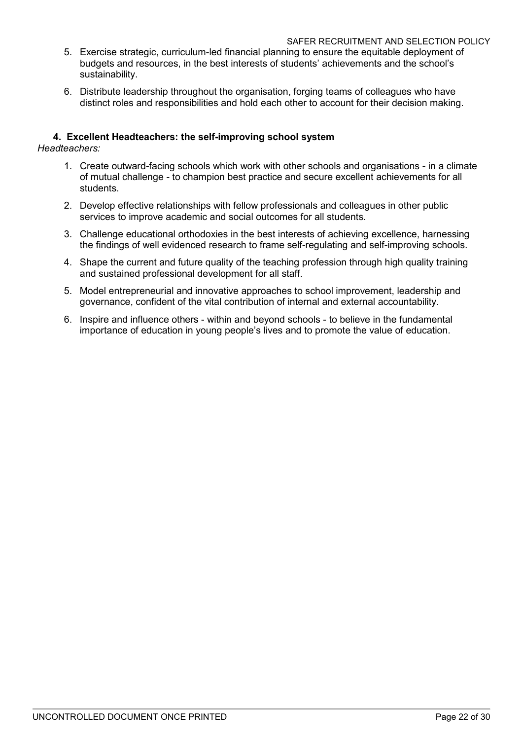5. Exercise strategic, curriculum-led financial planning to ensure the equitable deployment of budgets and resources, in the best interests of students' achievements and the school's sustainability.
6. Distribute leadership throughout the organisation, forging teams of colleagues who have distinct roles and responsibilities and hold each other to account for their decision making.

**4. Excellent Headteachers: the self-improving school system**

*Headteachers:*

1. Create outward-facing schools which work with other schools and organisations - in a climate of mutual challenge - to champion best practice and secure excellent achievements for all students.
2. Develop effective relationships with fellow professionals and colleagues in other public services to improve academic and social outcomes for all students.
3. Challenge educational orthodoxies in the best interests of achieving excellence, harnessing the findings of well evidenced research to frame self-regulating and self-improving schools.
4. Shape the current and future quality of the teaching profession through high quality training and sustained professional development for all staff.
5. Model entrepreneurial and innovative approaches to school improvement, leadership and governance, confident of the vital contribution of internal and external accountability.
6. Inspire and influence others - within and beyond schools - to believe in the fundamental importance of education in young people's lives and to promote the value of education.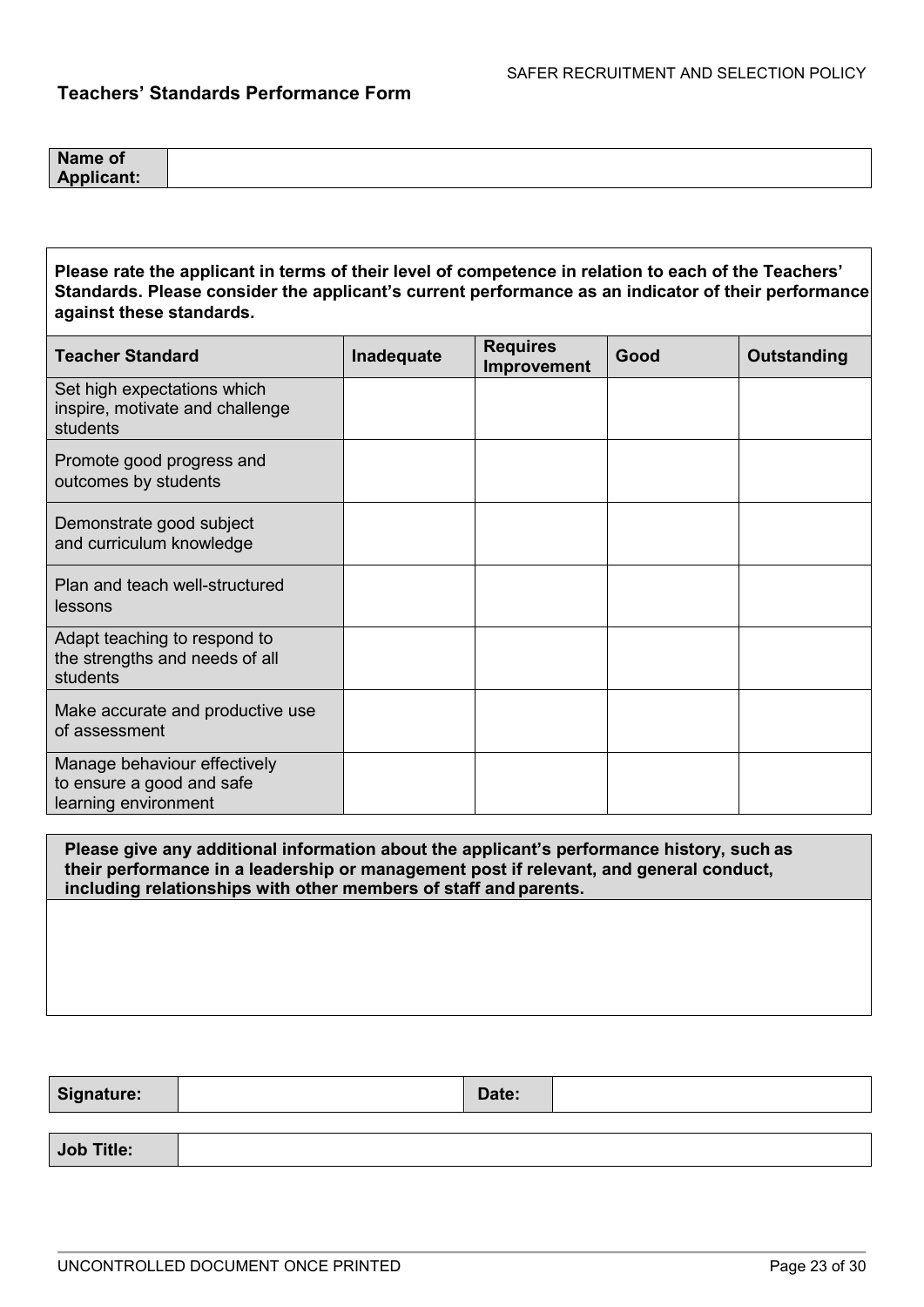## Teachers' Standards Performance Form

| **Name of Applicant:** | |
|---|---|

**Please rate the applicant in terms of their level of competence in relation to each of the Teachers' Standards. Please consider the applicant's current performance as an indicator of their performance against these standards.**

| Teacher Standard | Inadequate | Requires Improvement | Good | Outstanding |
|---|---|---|---|---|
| Set high expectations which inspire, motivate and challenge students | | | | |
| Promote good progress and outcomes by students | | | | |
| Demonstrate good subject and curriculum knowledge | | | | |
| Plan and teach well-structured lessons | | | | |
| Adapt teaching to respond to the strengths and needs of all students | | | | |
| Make accurate and productive use of assessment | | | | |
| Manage behaviour effectively to ensure a good and safe learning environment | | | | |

| **Please give any additional information about the applicant's performance history, such as their performance in a leadership or management post if relevant, and general conduct, including relationships with other members of staff and parents.** |
|---|
| |

| **Signature:** | | **Date:** | |
|---|---|---|---|

| **Job Title:** | |
|---|---|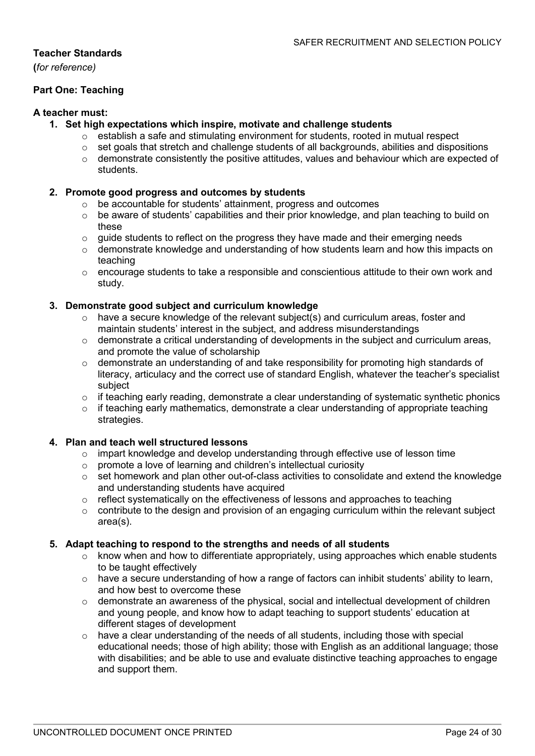**Teacher Standards**

**(***for reference)*

**Part One: Teaching**

**A teacher must:**

1. **Set high expectations which inspire, motivate and challenge students**
   - establish a safe and stimulating environment for students, rooted in mutual respect
   - set goals that stretch and challenge students of all backgrounds, abilities and dispositions
   - demonstrate consistently the positive attitudes, values and behaviour which are expected of students.

2. **Promote good progress and outcomes by students**
   - be accountable for students' attainment, progress and outcomes
   - be aware of students' capabilities and their prior knowledge, and plan teaching to build on these
   - guide students to reflect on the progress they have made and their emerging needs
   - demonstrate knowledge and understanding of how students learn and how this impacts on teaching
   - encourage students to take a responsible and conscientious attitude to their own work and study.

3. **Demonstrate good subject and curriculum knowledge**
   - have a secure knowledge of the relevant subject(s) and curriculum areas, foster and maintain students' interest in the subject, and address misunderstandings
   - demonstrate a critical understanding of developments in the subject and curriculum areas, and promote the value of scholarship
   - demonstrate an understanding of and take responsibility for promoting high standards of literacy, articulacy and the correct use of standard English, whatever the teacher's specialist subject
   - if teaching early reading, demonstrate a clear understanding of systematic synthetic phonics
   - if teaching early mathematics, demonstrate a clear understanding of appropriate teaching strategies.

4. **Plan and teach well structured lessons**
   - impart knowledge and develop understanding through effective use of lesson time
   - promote a love of learning and children's intellectual curiosity
   - set homework and plan other out-of-class activities to consolidate and extend the knowledge and understanding students have acquired
   - reflect systematically on the effectiveness of lessons and approaches to teaching
   - contribute to the design and provision of an engaging curriculum within the relevant subject area(s).

5. **Adapt teaching to respond to the strengths and needs of all students**
   - know when and how to differentiate appropriately, using approaches which enable students to be taught effectively
   - have a secure understanding of how a range of factors can inhibit students' ability to learn, and how best to overcome these
   - demonstrate an awareness of the physical, social and intellectual development of children and young people, and know how to adapt teaching to support students' education at different stages of development
   - have a clear understanding of the needs of all students, including those with special educational needs; those of high ability; those with English as an additional language; those with disabilities; and be able to use and evaluate distinctive teaching approaches to engage and support them.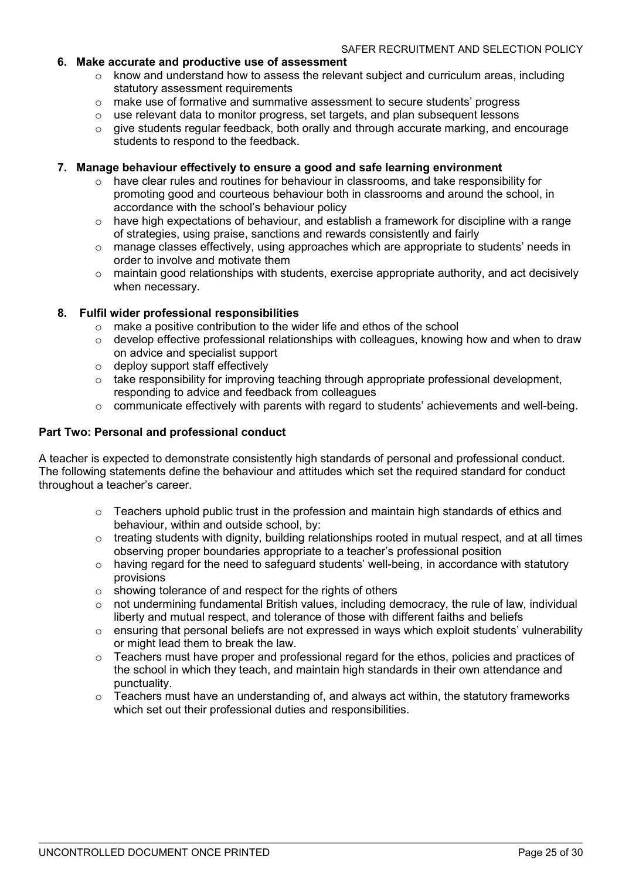**6. Make accurate and productive use of assessment**

- know and understand how to assess the relevant subject and curriculum areas, including statutory assessment requirements
- make use of formative and summative assessment to secure students' progress
- use relevant data to monitor progress, set targets, and plan subsequent lessons
- give students regular feedback, both orally and through accurate marking, and encourage students to respond to the feedback.

**7. Manage behaviour effectively to ensure a good and safe learning environment**

- have clear rules and routines for behaviour in classrooms, and take responsibility for promoting good and courteous behaviour both in classrooms and around the school, in accordance with the school's behaviour policy
- have high expectations of behaviour, and establish a framework for discipline with a range of strategies, using praise, sanctions and rewards consistently and fairly
- manage classes effectively, using approaches which are appropriate to students' needs in order to involve and motivate them
- maintain good relationships with students, exercise appropriate authority, and act decisively when necessary.

**8. Fulfil wider professional responsibilities**

- make a positive contribution to the wider life and ethos of the school
- develop effective professional relationships with colleagues, knowing how and when to draw on advice and specialist support
- deploy support staff effectively
- take responsibility for improving teaching through appropriate professional development, responding to advice and feedback from colleagues
- communicate effectively with parents with regard to students' achievements and well-being.

**Part Two: Personal and professional conduct**

A teacher is expected to demonstrate consistently high standards of personal and professional conduct. The following statements define the behaviour and attitudes which set the required standard for conduct throughout a teacher's career.

- Teachers uphold public trust in the profession and maintain high standards of ethics and behaviour, within and outside school, by:
- treating students with dignity, building relationships rooted in mutual respect, and at all times observing proper boundaries appropriate to a teacher's professional position
- having regard for the need to safeguard students' well-being, in accordance with statutory provisions
- showing tolerance of and respect for the rights of others
- not undermining fundamental British values, including democracy, the rule of law, individual liberty and mutual respect, and tolerance of those with different faiths and beliefs
- ensuring that personal beliefs are not expressed in ways which exploit students' vulnerability or might lead them to break the law.
- Teachers must have proper and professional regard for the ethos, policies and practices of the school in which they teach, and maintain high standards in their own attendance and punctuality.
- Teachers must have an understanding of, and always act within, the statutory frameworks which set out their professional duties and responsibilities.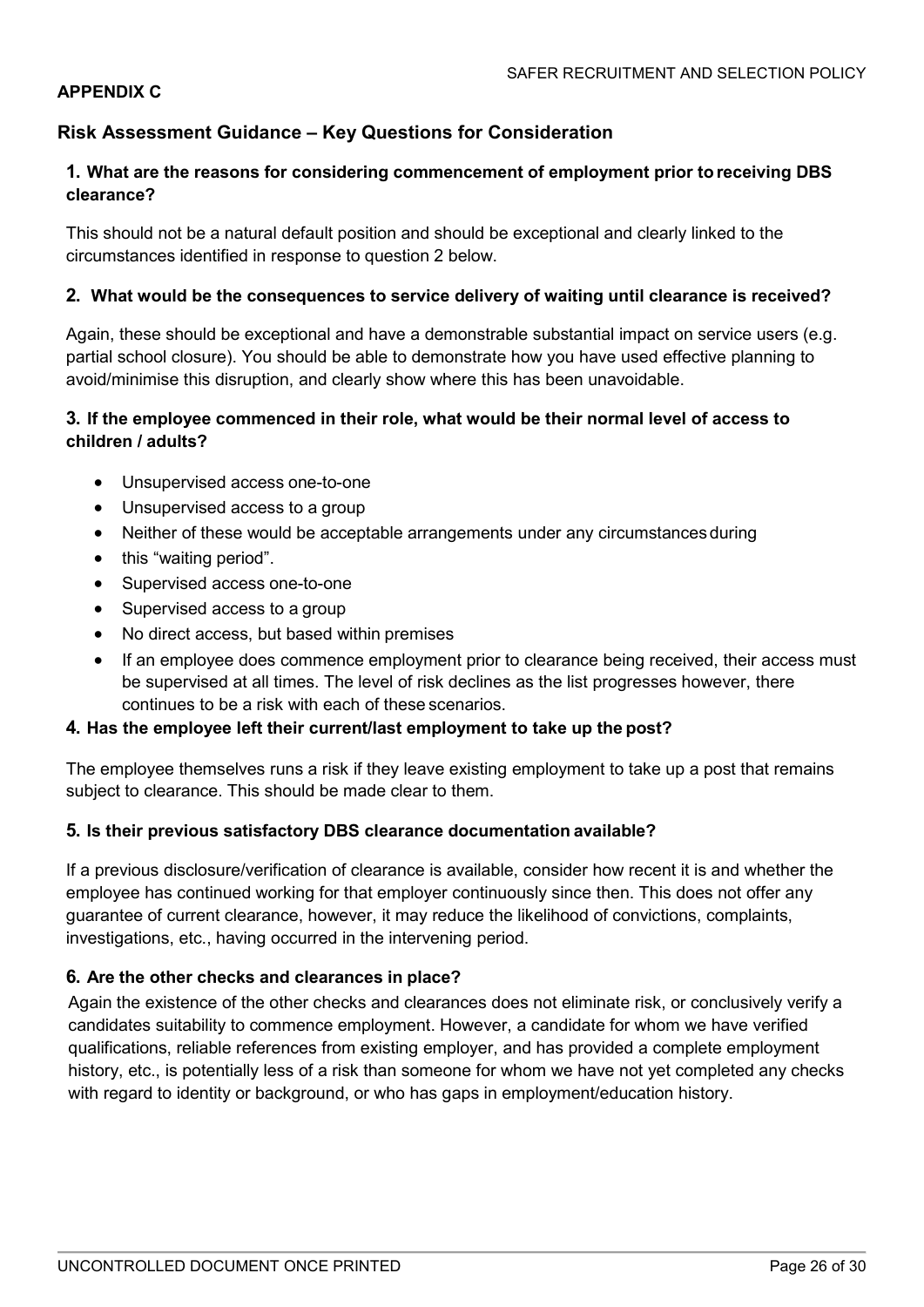**APPENDIX C**

## Risk Assessment Guidance – Key Questions for Consideration

### 1. What are the reasons for considering commencement of employment prior to receiving DBS clearance?

This should not be a natural default position and should be exceptional and clearly linked to the circumstances identified in response to question 2 below.

### 2. What would be the consequences to service delivery of waiting until clearance is received?

Again, these should be exceptional and have a demonstrable substantial impact on service users (e.g. partial school closure). You should be able to demonstrate how you have used effective planning to avoid/minimise this disruption, and clearly show where this has been unavoidable.

### 3. If the employee commenced in their role, what would be their normal level of access to children / adults?

- Unsupervised access one-to-one
- Unsupervised access to a group
- Neither of these would be acceptable arrangements under any circumstances during
- this "waiting period".
- Supervised access one-to-one
- Supervised access to a group
- No direct access, but based within premises
- If an employee does commence employment prior to clearance being received, their access must be supervised at all times. The level of risk declines as the list progresses however, there continues to be a risk with each of these scenarios.

### 4. Has the employee left their current/last employment to take up the post?

The employee themselves runs a risk if they leave existing employment to take up a post that remains subject to clearance. This should be made clear to them.

### 5. Is their previous satisfactory DBS clearance documentation available?

If a previous disclosure/verification of clearance is available, consider how recent it is and whether the employee has continued working for that employer continuously since then. This does not offer any guarantee of current clearance, however, it may reduce the likelihood of convictions, complaints, investigations, etc., having occurred in the intervening period.

### 6. Are the other checks and clearances in place?

Again the existence of the other checks and clearances does not eliminate risk, or conclusively verify a candidates suitability to commence employment. However, a candidate for whom we have verified qualifications, reliable references from existing employer, and has provided a complete employment history, etc., is potentially less of a risk than someone for whom we have not yet completed any checks with regard to identity or background, or who has gaps in employment/education history.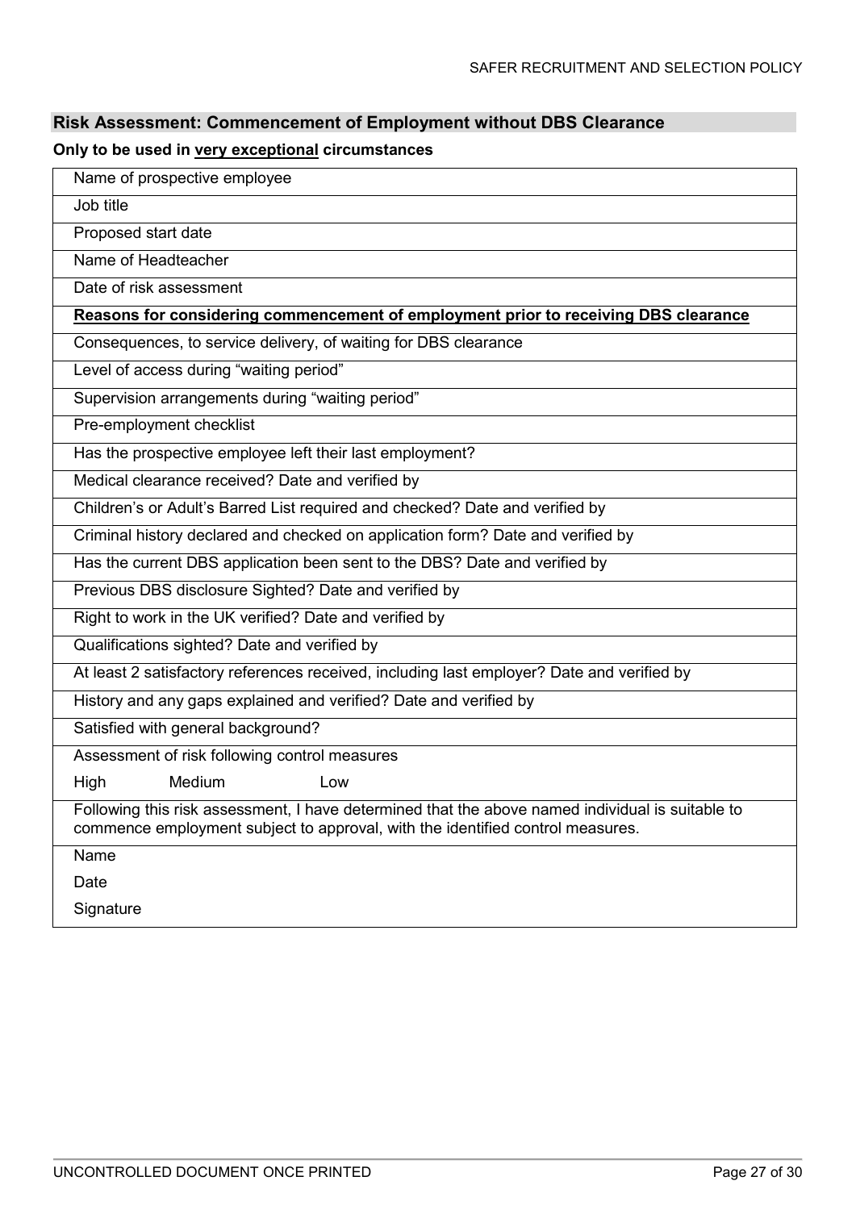## Risk Assessment: Commencement of Employment without DBS Clearance

**Only to be used in very exceptional circumstances**

| Name of prospective employee |
|---|
| Job title |
| Proposed start date |
| Name of Headteacher |
| Date of risk assessment |
| **Reasons for considering commencement of employment prior to receiving DBS clearance** |
| Consequences, to service delivery, of waiting for DBS clearance |
| Level of access during "waiting period" |
| Supervision arrangements during "waiting period" |
| Pre-employment checklist |
| Has the prospective employee left their last employment? |
| Medical clearance received? Date and verified by |
| Children's or Adult's Barred List required and checked? Date and verified by |
| Criminal history declared and checked on application form? Date and verified by |
| Has the current DBS application been sent to the DBS? Date and verified by |
| Previous DBS disclosure Sighted? Date and verified by |
| Right to work in the UK verified? Date and verified by |
| Qualifications sighted? Date and verified by |
| At least 2 satisfactory references received, including last employer? Date and verified by |
| History and any gaps explained and verified? Date and verified by |
| Satisfied with general background? |
| Assessment of risk following control measures<br>High Medium Low |
| Following this risk assessment, I have determined that the above named individual is suitable to commence employment subject to approval, with the identified control measures. |
| Name<br>Date<br>Signature |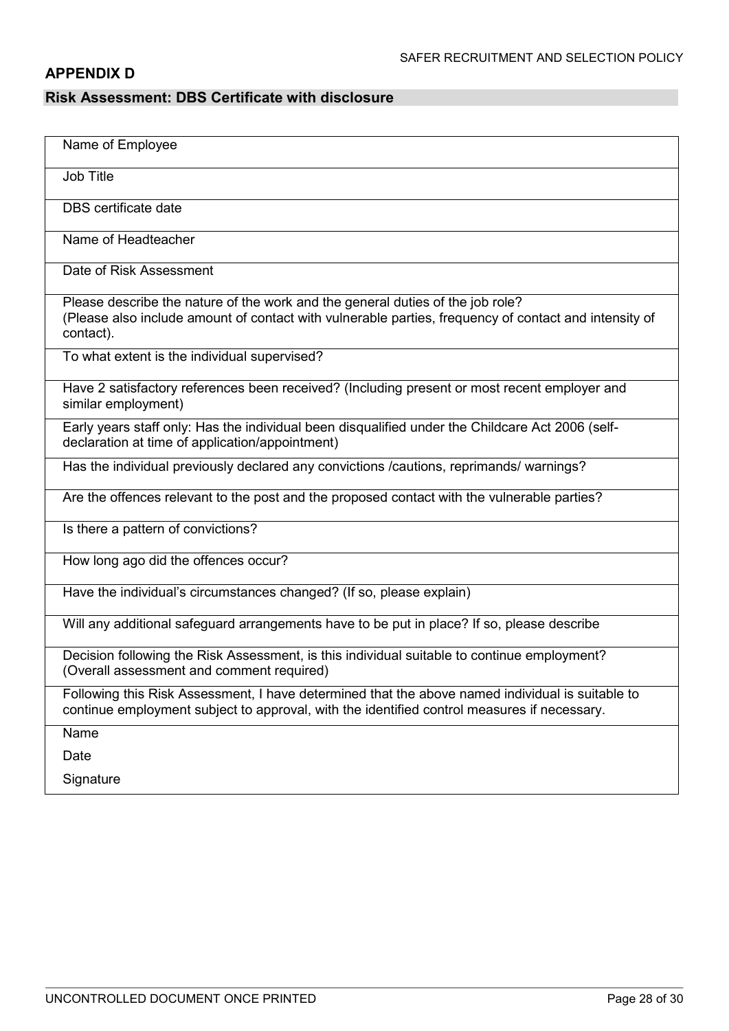## APPENDIX D

### Risk Assessment: DBS Certificate with disclosure

| Name of Employee |
|---|
| Job Title |
| DBS certificate date |
| Name of Headteacher |
| Date of Risk Assessment |
| Please describe the nature of the work and the general duties of the job role?<br>(Please also include amount of contact with vulnerable parties, frequency of contact and intensity of contact). |
| To what extent is the individual supervised? |
| Have 2 satisfactory references been received? (Including present or most recent employer and similar employment) |
| Early years staff only: Has the individual been disqualified under the Childcare Act 2006 (self-declaration at time of application/appointment) |
| Has the individual previously declared any convictions /cautions, reprimands/ warnings? |
| Are the offences relevant to the post and the proposed contact with the vulnerable parties? |
| Is there a pattern of convictions? |
| How long ago did the offences occur? |
| Have the individual's circumstances changed? (If so, please explain) |
| Will any additional safeguard arrangements have to be put in place? If so, please describe |
| Decision following the Risk Assessment, is this individual suitable to continue employment?<br>(Overall assessment and comment required) |
| Following this Risk Assessment, I have determined that the above named individual is suitable to continue employment subject to approval, with the identified control measures if necessary. |
| Name<br>Date<br>Signature |

UNCONTROLLED DOCUMENT ONCE PRINTED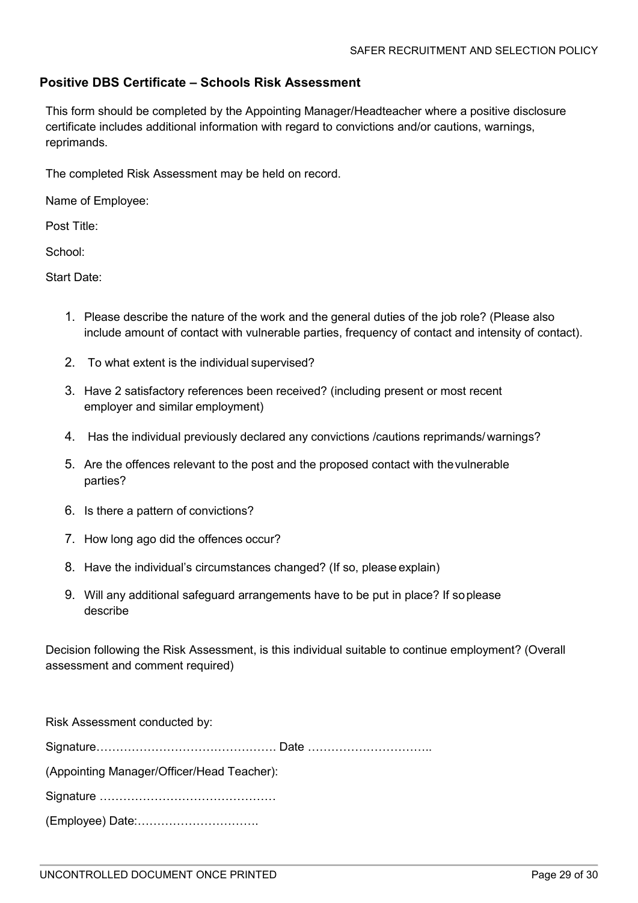## Positive DBS Certificate – Schools Risk Assessment

This form should be completed by the Appointing Manager/Headteacher where a positive disclosure certificate includes additional information with regard to convictions and/or cautions, warnings, reprimands.

The completed Risk Assessment may be held on record.

Name of Employee:

Post Title:

School:

Start Date:

1. Please describe the nature of the work and the general duties of the job role? (Please also include amount of contact with vulnerable parties, frequency of contact and intensity of contact).
2. To what extent is the individual supervised?
3. Have 2 satisfactory references been received? (including present or most recent employer and similar employment)
4. Has the individual previously declared any convictions /cautions reprimands/ warnings?
5. Are the offences relevant to the post and the proposed contact with the vulnerable parties?
6. Is there a pattern of convictions?
7. How long ago did the offences occur?
8. Have the individual's circumstances changed? (If so, please explain)
9. Will any additional safeguard arrangements have to be put in place? If so please describe

Decision following the Risk Assessment, is this individual suitable to continue employment? (Overall assessment and comment required)

Risk Assessment conducted by:

Signature………………………………………. Date …………………………..

(Appointing Manager/Officer/Head Teacher):

Signature ………………………………………

(Employee) Date:………………………….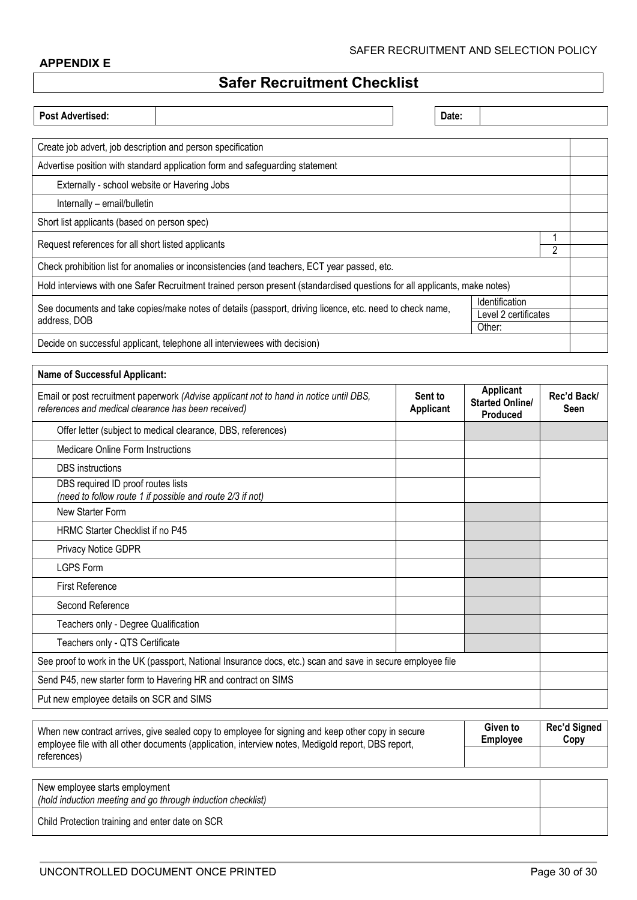**APPENDIX E**

# Safer Recruitment Checklist

| Post Advertised: | | Date: | |
|---|---|---|---|

| | | |
|---|---|---|
| Create job advert, job description and person specification | | |
| Advertise position with standard application form and safeguarding statement | | |
| Externally - school website or Havering Jobs | | |
| Internally – email/bulletin | | |
| Short list applicants (based on person spec) | | |
| Request references for all short listed applicants | 1 | |
| | 2 | |
| Check prohibition list for anomalies or inconsistencies (and teachers, ECT year passed, etc. | | |
| Hold interviews with one Safer Recruitment trained person present (standardised questions for all applicants, make notes) | | |
| See documents and take copies/make notes of details (passport, driving licence, etc. need to check name, address, DOB | Identification | |
| | Level 2 certificates | |
| | Other: | |
| Decide on successful applicant, telephone all interviewees with decision) | | |

| Name of Successful Applicant: | | | |
|---|---|---|---|
| Email or post recruitment paperwork *(Advise applicant not to hand in notice until DBS, references and medical clearance has been received)* | **Sent to Applicant** | **Applicant Started Online/ Produced** | **Rec'd Back/ Seen** |
| Offer letter (subject to medical clearance, DBS, references) | | | |
| Medicare Online Form Instructions | | | |
| DBS instructions | | | |
| DBS required ID proof routes lists *(need to follow route 1 if possible and route 2/3 if not)* | | | |
| New Starter Form | | | |
| HRMC Starter Checklist if no P45 | | | |
| Privacy Notice GDPR | | | |
| LGPS Form | | | |
| First Reference | | | |
| Second Reference | | | |
| Teachers only - Degree Qualification | | | |
| Teachers only - QTS Certificate | | | |
| See proof to work in the UK (passport, National Insurance docs, etc.) scan and save in secure employee file | | | |
| Send P45, new starter form to Havering HR and contract on SIMS | | | |
| Put new employee details on SCR and SIMS | | | |

| | Given to Employee | Rec'd Signed Copy |
|---|---|---|
| When new contract arrives, give sealed copy to employee for signing and keep other copy in secure employee file with all other documents (application, interview notes, Medigold report, DBS report, references) | | |

| | |
|---|---|
| New employee starts employment *(hold induction meeting and go through induction checklist)* | |
| Child Protection training and enter date on SCR | |

UNCONTROLLED DOCUMENT ONCE PRINTED